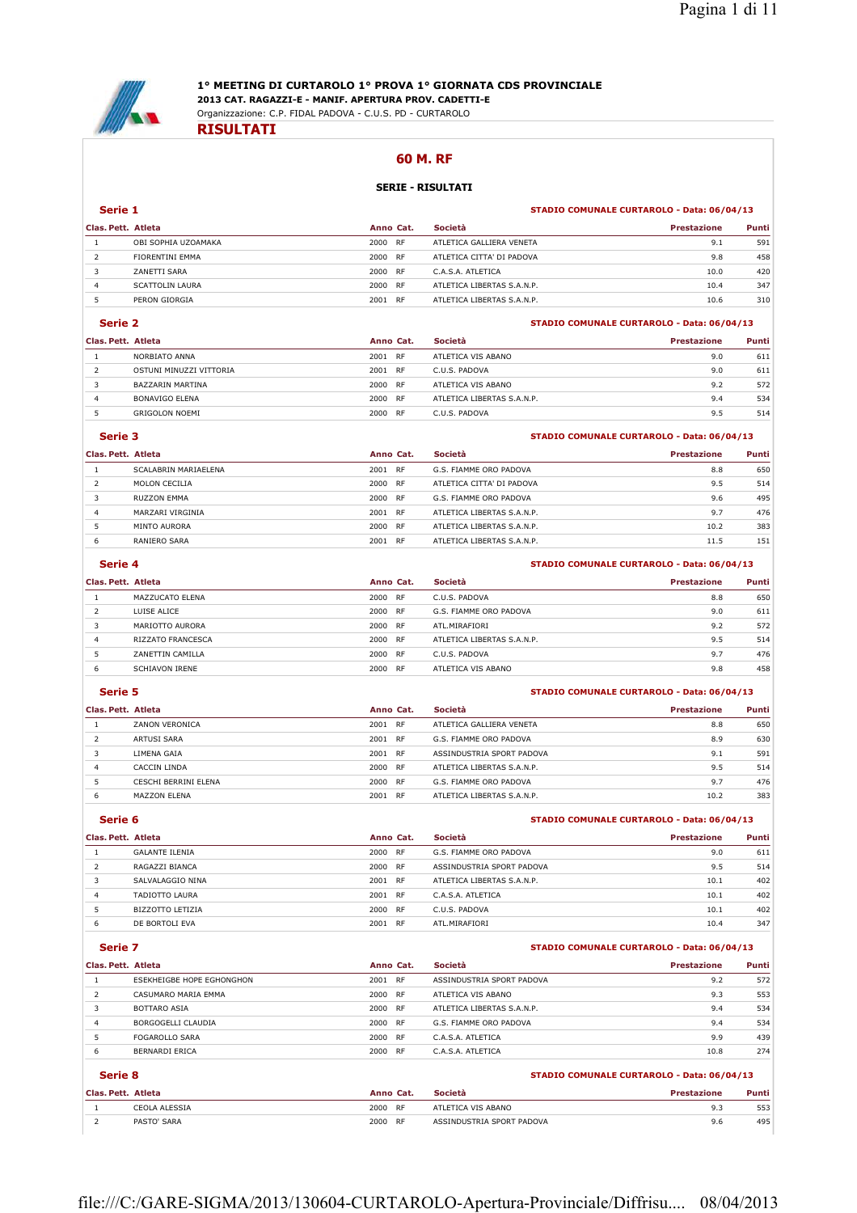# 1° MEETING DI CURTAROLO 1° PROVA 1° GIORNATA CDS PROVINCIALE

**2013 CAT. RAGAZZI-E - MANIF. APERTURA PROV. CADETTI-E**

Organizzazione: C.P. FIDAL PADOVA - C.U.S. PD - CURTAROLO

## RISULTATI

## 60 M. RF

### SERIE - RISULTATI

### Serie 1

**STADIO COMUNALE CURTAROLO - Data: 06/04/13**

| Clas. | Pett. | Atleta | Anno | Cat. | Società | Prestazione | Punti |
|---|---|---|---|---|---|---|---|
| 1 | | OBI SOPHIA UZOAMAKA | 2000 | RF | ATLETICA GALLIERA VENETA | 9.1 | 591 |
| 2 | | FIORENTINI EMMA | 2000 | RF | ATLETICA CITTA' DI PADOVA | 9.8 | 458 |
| 3 | | ZANETTI SARA | 2000 | RF | C.A.S.A. ATLETICA | 10.0 | 420 |
| 4 | | SCATTOLIN LAURA | 2000 | RF | ATLETICA LIBERTAS S.A.N.P. | 10.4 | 347 |
| 5 | | PERON GIORGIA | 2001 | RF | ATLETICA LIBERTAS S.A.N.P. | 10.6 | 310 |

### Serie 2

**STADIO COMUNALE CURTAROLO - Data: 06/04/13**

| Clas. | Pett. | Atleta | Anno | Cat. | Società | Prestazione | Punti |
|---|---|---|---|---|---|---|---|
| 1 | | NORBIATO ANNA | 2001 | RF | ATLETICA VIS ABANO | 9.0 | 611 |
| 2 | | OSTUNI MINUZZI VITTORIA | 2001 | RF | C.U.S. PADOVA | 9.0 | 611 |
| 3 | | BAZZARIN MARTINA | 2000 | RF | ATLETICA VIS ABANO | 9.2 | 572 |
| 4 | | BONAVIGO ELENA | 2000 | RF | ATLETICA LIBERTAS S.A.N.P. | 9.4 | 534 |
| 5 | | GRIGOLON NOEMI | 2000 | RF | C.U.S. PADOVA | 9.5 | 514 |

### Serie 3

**STADIO COMUNALE CURTAROLO - Data: 06/04/13**

| Clas. | Pett. | Atleta | Anno | Cat. | Società | Prestazione | Punti |
|---|---|---|---|---|---|---|---|
| 1 | | SCALABRIN MARIAELENA | 2001 | RF | G.S. FIAMME ORO PADOVA | 8.8 | 650 |
| 2 | | MOLON CECILIA | 2000 | RF | ATLETICA CITTA' DI PADOVA | 9.5 | 514 |
| 3 | | RUZZON EMMA | 2000 | RF | G.S. FIAMME ORO PADOVA | 9.6 | 495 |
| 4 | | MARZARI VIRGINIA | 2001 | RF | ATLETICA LIBERTAS S.A.N.P. | 9.7 | 476 |
| 5 | | MINTO AURORA | 2000 | RF | ATLETICA LIBERTAS S.A.N.P. | 10.2 | 383 |
| 6 | | RANIERO SARA | 2001 | RF | ATLETICA LIBERTAS S.A.N.P. | 11.5 | 151 |

### Serie 4

**STADIO COMUNALE CURTAROLO - Data: 06/04/13**

| Clas. | Pett. | Atleta | Anno | Cat. | Società | Prestazione | Punti |
|---|---|---|---|---|---|---|---|
| 1 | | MAZZUCATO ELENA | 2000 | RF | C.U.S. PADOVA | 8.8 | 650 |
| 2 | | LUISE ALICE | 2000 | RF | G.S. FIAMME ORO PADOVA | 9.0 | 611 |
| 3 | | MARIOTTO AURORA | 2000 | RF | ATL.MIRAFIORI | 9.2 | 572 |
| 4 | | RIZZATO FRANCESCA | 2000 | RF | ATLETICA LIBERTAS S.A.N.P. | 9.5 | 514 |
| 5 | | ZANETTIN CAMILLA | 2000 | RF | C.U.S. PADOVA | 9.7 | 476 |
| 6 | | SCHIAVON IRENE | 2000 | RF | ATLETICA VIS ABANO | 9.8 | 458 |

### Serie 5

**STADIO COMUNALE CURTAROLO - Data: 06/04/13**

| Clas. | Pett. | Atleta | Anno | Cat. | Società | Prestazione | Punti |
|---|---|---|---|---|---|---|---|
| 1 | | ZANON VERONICA | 2001 | RF | ATLETICA GALLIERA VENETA | 8.8 | 650 |
| 2 | | ARTUSI SARA | 2001 | RF | G.S. FIAMME ORO PADOVA | 8.9 | 630 |
| 3 | | LIMENA GAIA | 2001 | RF | ASSINDUSTRIA SPORT PADOVA | 9.1 | 591 |
| 4 | | CACCIN LINDA | 2000 | RF | ATLETICA LIBERTAS S.A.N.P. | 9.5 | 514 |
| 5 | | CESCHI BERRINI ELENA | 2000 | RF | G.S. FIAMME ORO PADOVA | 9.7 | 476 |
| 6 | | MAZZON ELENA | 2001 | RF | ATLETICA LIBERTAS S.A.N.P. | 10.2 | 383 |

### Serie 6

**STADIO COMUNALE CURTAROLO - Data: 06/04/13**

| Clas. | Pett. | Atleta | Anno | Cat. | Società | Prestazione | Punti |
|---|---|---|---|---|---|---|---|
| 1 | | GALANTE ILENIA | 2000 | RF | G.S. FIAMME ORO PADOVA | 9.0 | 611 |
| 2 | | RAGAZZI BIANCA | 2000 | RF | ASSINDUSTRIA SPORT PADOVA | 9.5 | 514 |
| 3 | | SALVALAGGIO NINA | 2001 | RF | ATLETICA LIBERTAS S.A.N.P. | 10.1 | 402 |
| 4 | | TADIOTTO LAURA | 2001 | RF | C.A.S.A. ATLETICA | 10.1 | 402 |
| 5 | | BIZZOTTO LETIZIA | 2000 | RF | C.U.S. PADOVA | 10.1 | 402 |
| 6 | | DE BORTOLI EVA | 2001 | RF | ATL.MIRAFIORI | 10.4 | 347 |

### Serie 7

**STADIO COMUNALE CURTAROLO - Data: 06/04/13**

| Clas. | Pett. | Atleta | Anno | Cat. | Società | Prestazione | Punti |
|---|---|---|---|---|---|---|---|
| 1 | | ESEKHEIGBE HOPE EGHONGHON | 2001 | RF | ASSINDUSTRIA SPORT PADOVA | 9.2 | 572 |
| 2 | | CASUMARO MARIA EMMA | 2000 | RF | ATLETICA VIS ABANO | 9.3 | 553 |
| 3 | | BOTTARO ASIA | 2000 | RF | ATLETICA LIBERTAS S.A.N.P. | 9.4 | 534 |
| 4 | | BORGOGELLI CLAUDIA | 2000 | RF | G.S. FIAMME ORO PADOVA | 9.4 | 534 |
| 5 | | FOGAROLLO SARA | 2000 | RF | C.A.S.A. ATLETICA | 9.9 | 439 |
| 6 | | BERNARDI ERICA | 2000 | RF | C.A.S.A. ATLETICA | 10.8 | 274 |

### Serie 8

**STADIO COMUNALE CURTAROLO - Data: 06/04/13**

| Clas. | Pett. | Atleta | Anno | Cat. | Società | Prestazione | Punti |
|---|---|---|---|---|---|---|---|
| 1 | | CEOLA ALESSIA | 2000 | RF | ATLETICA VIS ABANO | 9.3 | 553 |
| 2 | | PASTO' SARA | 2000 | RF | ASSINDUSTRIA SPORT PADOVA | 9.6 | 495 |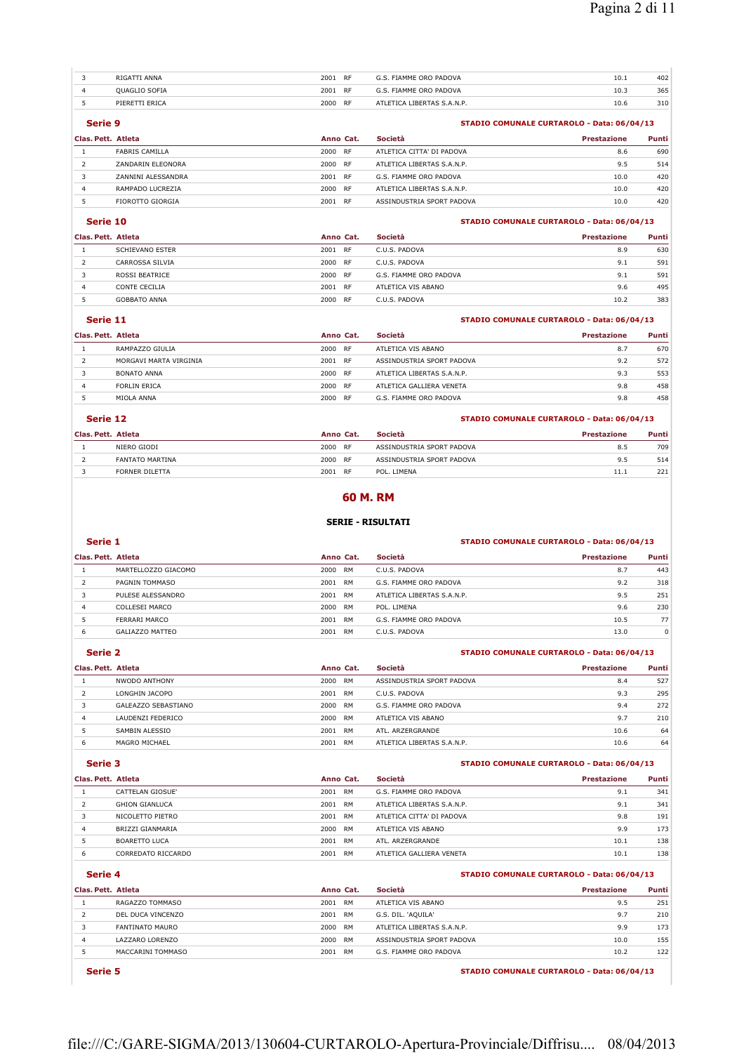| Clas. | Pett. | Atleta | Anno | Cat. | Società | Prestazione | Punti |
|---|---|---|---|---|---|---|---|
| 3 | | RIGATTI ANNA | 2001 | RF | G.S. FIAMME ORO PADOVA | 10.1 | 402 |
| 4 | | QUAGLIO SOFIA | 2001 | RF | G.S. FIAMME ORO PADOVA | 10.3 | 365 |
| 5 | | PIERETTI ERICA | 2000 | RF | ATLETICA LIBERTAS S.A.N.P. | 10.6 | 310 |

### Serie 9

STADIO COMUNALE CURTAROLO - Data: 06/04/13

| Clas. | Pett. | Atleta | Anno | Cat. | Società | Prestazione | Punti |
|---|---|---|---|---|---|---|---|
| 1 | | FABRIS CAMILLA | 2000 | RF | ATLETICA CITTA' DI PADOVA | 8.6 | 690 |
| 2 | | ZANDARIN ELEONORA | 2000 | RF | ATLETICA LIBERTAS S.A.N.P. | 9.5 | 514 |
| 3 | | ZANNINI ALESSANDRA | 2001 | RF | G.S. FIAMME ORO PADOVA | 10.0 | 420 |
| 4 | | RAMPADO LUCREZIA | 2000 | RF | ATLETICA LIBERTAS S.A.N.P. | 10.0 | 420 |
| 5 | | FIOROTTO GIORGIA | 2001 | RF | ASSINDUSTRIA SPORT PADOVA | 10.0 | 420 |

### Serie 10

STADIO COMUNALE CURTAROLO - Data: 06/04/13

| Clas. | Pett. | Atleta | Anno | Cat. | Società | Prestazione | Punti |
|---|---|---|---|---|---|---|---|
| 1 | | SCHIEVANO ESTER | 2001 | RF | C.U.S. PADOVA | 8.9 | 630 |
| 2 | | CARROSSA SILVIA | 2000 | RF | C.U.S. PADOVA | 9.1 | 591 |
| 3 | | ROSSI BEATRICE | 2000 | RF | G.S. FIAMME ORO PADOVA | 9.1 | 591 |
| 4 | | CONTE CECILIA | 2001 | RF | ATLETICA VIS ABANO | 9.6 | 495 |
| 5 | | GOBBATO ANNA | 2000 | RF | C.U.S. PADOVA | 10.2 | 383 |

### Serie 11

STADIO COMUNALE CURTAROLO - Data: 06/04/13

| Clas. | Pett. | Atleta | Anno | Cat. | Società | Prestazione | Punti |
|---|---|---|---|---|---|---|---|
| 1 | | RAMPAZZO GIULIA | 2000 | RF | ATLETICA VIS ABANO | 8.7 | 670 |
| 2 | | MORGAVI MARTA VIRGINIA | 2001 | RF | ASSINDUSTRIA SPORT PADOVA | 9.2 | 572 |
| 3 | | BONATO ANNA | 2000 | RF | ATLETICA LIBERTAS S.A.N.P. | 9.3 | 553 |
| 4 | | FORLIN ERICA | 2000 | RF | ATLETICA GALLIERA VENETA | 9.8 | 458 |
| 5 | | MIOLA ANNA | 2000 | RF | G.S. FIAMME ORO PADOVA | 9.8 | 458 |

### Serie 12

STADIO COMUNALE CURTAROLO - Data: 06/04/13

| Clas. | Pett. | Atleta | Anno | Cat. | Società | Prestazione | Punti |
|---|---|---|---|---|---|---|---|
| 1 | | NIERO GIODI | 2000 | RF | ASSINDUSTRIA SPORT PADOVA | 8.5 | 709 |
| 2 | | FANTATO MARTINA | 2000 | RF | ASSINDUSTRIA SPORT PADOVA | 9.5 | 514 |
| 3 | | FORNER DILETTA | 2001 | RF | POL. LIMENA | 11.1 | 221 |

## 60 M. RM

**SERIE - RISULTATI**

### Serie 1

STADIO COMUNALE CURTAROLO - Data: 06/04/13

| Clas. | Pett. | Atleta | Anno | Cat. | Società | Prestazione | Punti |
|---|---|---|---|---|---|---|---|
| 1 | | MARTELLOZZO GIACOMO | 2000 | RM | C.U.S. PADOVA | 8.7 | 443 |
| 2 | | PAGNIN TOMMASO | 2001 | RM | G.S. FIAMME ORO PADOVA | 9.2 | 318 |
| 3 | | PULESE ALESSANDRO | 2001 | RM | ATLETICA LIBERTAS S.A.N.P. | 9.5 | 251 |
| 4 | | COLLESEI MARCO | 2000 | RM | POL. LIMENA | 9.6 | 230 |
| 5 | | FERRARI MARCO | 2001 | RM | G.S. FIAMME ORO PADOVA | 10.5 | 77 |
| 6 | | GALIAZZO MATTEO | 2001 | RM | C.U.S. PADOVA | 13.0 | 0 |

### Serie 2

STADIO COMUNALE CURTAROLO - Data: 06/04/13

| Clas. | Pett. | Atleta | Anno | Cat. | Società | Prestazione | Punti |
|---|---|---|---|---|---|---|---|
| 1 | | NWODO ANTHONY | 2000 | RM | ASSINDUSTRIA SPORT PADOVA | 8.4 | 527 |
| 2 | | LONGHIN JACOPO | 2001 | RM | C.U.S. PADOVA | 9.3 | 295 |
| 3 | | GALEAZZO SEBASTIANO | 2000 | RM | G.S. FIAMME ORO PADOVA | 9.4 | 272 |
| 4 | | LAUDENZI FEDERICO | 2000 | RM | ATLETICA VIS ABANO | 9.7 | 210 |
| 5 | | SAMBIN ALESSIO | 2001 | RM | ATL. ARZERGRANDE | 10.6 | 64 |
| 6 | | MAGRO MICHAEL | 2001 | RM | ATLETICA LIBERTAS S.A.N.P. | 10.6 | 64 |

### Serie 3

STADIO COMUNALE CURTAROLO - Data: 06/04/13

| Clas. | Pett. | Atleta | Anno | Cat. | Società | Prestazione | Punti |
|---|---|---|---|---|---|---|---|
| 1 | | CATTELAN GIOSUE' | 2001 | RM | G.S. FIAMME ORO PADOVA | 9.1 | 341 |
| 2 | | GHION GIANLUCA | 2001 | RM | ATLETICA LIBERTAS S.A.N.P. | 9.1 | 341 |
| 3 | | NICOLETTO PIETRO | 2001 | RM | ATLETICA CITTA' DI PADOVA | 9.8 | 191 |
| 4 | | BRIZZI GIANMARIA | 2000 | RM | ATLETICA VIS ABANO | 9.9 | 173 |
| 5 | | BOARETTO LUCA | 2001 | RM | ATL. ARZERGRANDE | 10.1 | 138 |
| 6 | | CORREDATO RICCARDO | 2001 | RM | ATLETICA GALLIERA VENETA | 10.1 | 138 |

### Serie 4

STADIO COMUNALE CURTAROLO - Data: 06/04/13

| Clas. | Pett. | Atleta | Anno | Cat. | Società | Prestazione | Punti |
|---|---|---|---|---|---|---|---|
| 1 | | RAGAZZO TOMMASO | 2001 | RM | ATLETICA VIS ABANO | 9.5 | 251 |
| 2 | | DEL DUCA VINCENZO | 2001 | RM | G.S. DIL. 'AQUILA' | 9.7 | 210 |
| 3 | | FANTINATO MAURO | 2000 | RM | ATLETICA LIBERTAS S.A.N.P. | 9.9 | 173 |
| 4 | | LAZZARO LORENZO | 2000 | RM | ASSINDUSTRIA SPORT PADOVA | 10.0 | 155 |
| 5 | | MACCARINI TOMMASO | 2001 | RM | G.S. FIAMME ORO PADOVA | 10.2 | 122 |

### Serie 5

STADIO COMUNALE CURTAROLO - Data: 06/04/13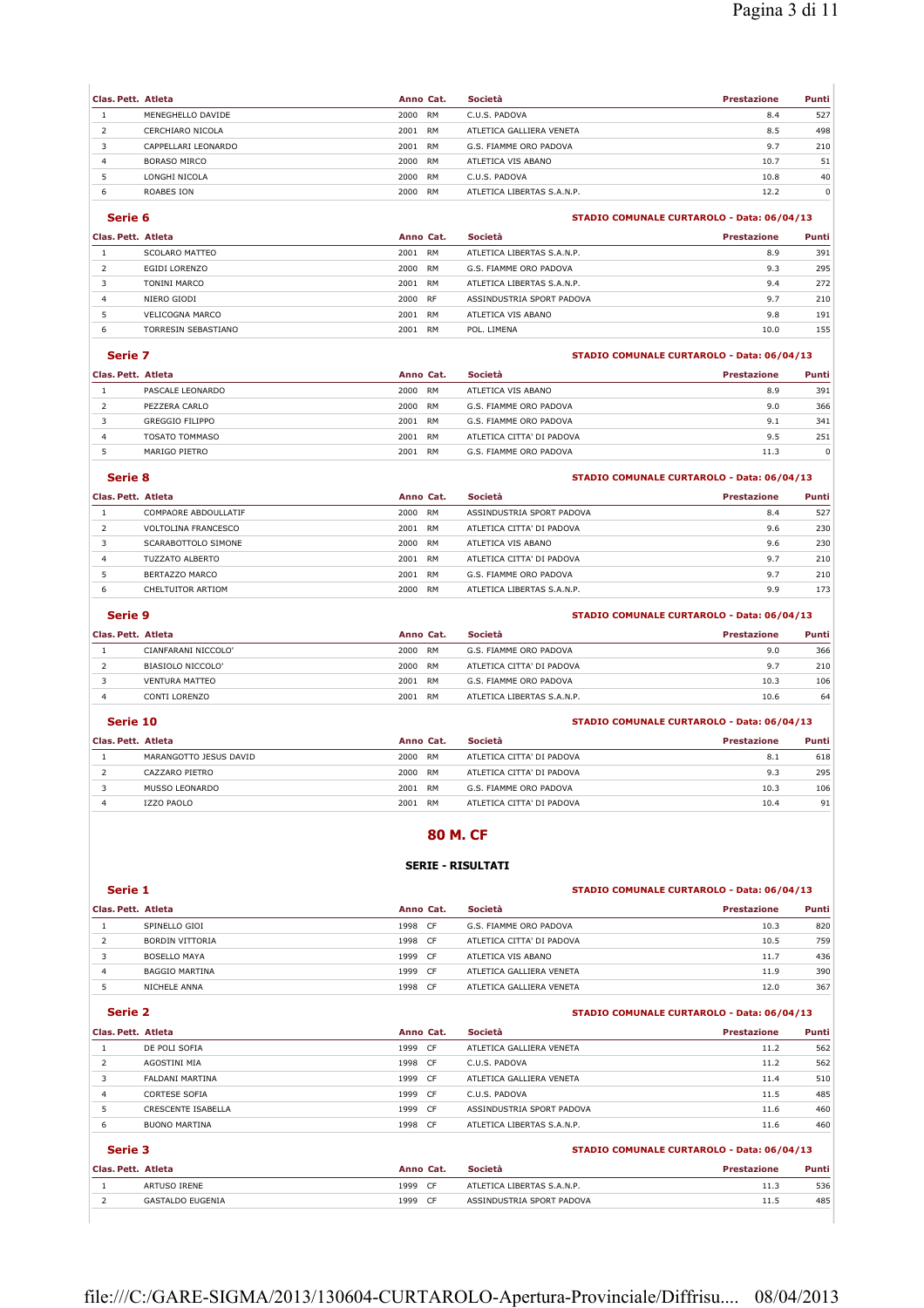| Clas. | Pett. | Atleta | Anno | Cat. | Società | Prestazione | Punti |
|---|---|---|---|---|---|---|---|
| 1 | | MENEGHELLO DAVIDE | 2000 | RM | C.U.S. PADOVA | 8.4 | 527 |
| 2 | | CERCHIARO NICOLA | 2001 | RM | ATLETICA GALLIERA VENETA | 8.5 | 498 |
| 3 | | CAPPELLARI LEONARDO | 2000 | RM | G.S. FIAMME ORO PADOVA | 9.7 | 210 |
| 4 | | BORASO MIRCO | 2000 | RM | ATLETICA VIS ABANO | 10.7 | 51 |
| 5 | | LONGHI NICOLA | 2000 | RM | C.U.S. PADOVA | 10.8 | 40 |
| 6 | | ROABES ION | 2000 | RM | ATLETICA LIBERTAS S.A.N.P. | 12.2 | 0 |

### Serie 6

**STADIO COMUNALE CURTAROLO - Data: 06/04/13**

| Clas. | Pett. | Atleta | Anno | Cat. | Società | Prestazione | Punti |
|---|---|---|---|---|---|---|---|
| 1 | | SCOLARO MATTEO | 2001 | RM | ATLETICA LIBERTAS S.A.N.P. | 8.9 | 391 |
| 2 | | EGIDI LORENZO | 2000 | RM | G.S. FIAMME ORO PADOVA | 9.3 | 295 |
| 3 | | TONINI MARCO | 2001 | RM | ATLETICA LIBERTAS S.A.N.P. | 9.4 | 272 |
| 4 | | NIERO GIODI | 2000 | RF | ASSINDUSTRIA SPORT PADOVA | 9.7 | 210 |
| 5 | | VELICOGNA MARCO | 2001 | RM | ATLETICA VIS ABANO | 9.8 | 191 |
| 6 | | TORRESIN SEBASTIANO | 2001 | RM | POL. LIMENA | 10.0 | 155 |

### Serie 7

**STADIO COMUNALE CURTAROLO - Data: 06/04/13**

| Clas. | Pett. | Atleta | Anno | Cat. | Società | Prestazione | Punti |
|---|---|---|---|---|---|---|---|
| 1 | | PASCALE LEONARDO | 2000 | RM | ATLETICA VIS ABANO | 8.9 | 391 |
| 2 | | PEZZERA CARLO | 2000 | RM | G.S. FIAMME ORO PADOVA | 9.0 | 366 |
| 3 | | GREGGIO FILIPPO | 2001 | RM | G.S. FIAMME ORO PADOVA | 9.1 | 341 |
| 4 | | TOSATO TOMMASO | 2001 | RM | ATLETICA CITTA' DI PADOVA | 9.5 | 251 |
| 5 | | MARIGO PIETRO | 2001 | RM | G.S. FIAMME ORO PADOVA | 11.3 | 0 |

### Serie 8

**STADIO COMUNALE CURTAROLO - Data: 06/04/13**

| Clas. | Pett. | Atleta | Anno | Cat. | Società | Prestazione | Punti |
|---|---|---|---|---|---|---|---|
| 1 | | COMPAORE ABDOULLATIF | 2000 | RM | ASSINDUSTRIA SPORT PADOVA | 8.4 | 527 |
| 2 | | VOLTOLINA FRANCESCO | 2001 | RM | ATLETICA CITTA' DI PADOVA | 9.6 | 230 |
| 3 | | SCARABOTTOLO SIMONE | 2000 | RM | ATLETICA VIS ABANO | 9.6 | 230 |
| 4 | | TUZZATO ALBERTO | 2001 | RM | ATLETICA CITTA' DI PADOVA | 9.7 | 210 |
| 5 | | BERTAZZO MARCO | 2001 | RM | G.S. FIAMME ORO PADOVA | 9.7 | 210 |
| 6 | | CHELTUITOR ARTIOM | 2000 | RM | ATLETICA LIBERTAS S.A.N.P. | 9.9 | 173 |

### Serie 9

**STADIO COMUNALE CURTAROLO - Data: 06/04/13**

| Clas. | Pett. | Atleta | Anno | Cat. | Società | Prestazione | Punti |
|---|---|---|---|---|---|---|---|
| 1 | | CIANFARANI NICCOLO' | 2000 | RM | G.S. FIAMME ORO PADOVA | 9.0 | 366 |
| 2 | | BIASIOLO NICCOLO' | 2000 | RM | ATLETICA CITTA' DI PADOVA | 9.7 | 210 |
| 3 | | VENTURA MATTEO | 2001 | RM | G.S. FIAMME ORO PADOVA | 10.3 | 106 |
| 4 | | CONTI LORENZO | 2001 | RM | ATLETICA LIBERTAS S.A.N.P. | 10.6 | 64 |

### Serie 10

**STADIO COMUNALE CURTAROLO - Data: 06/04/13**

| Clas. | Pett. | Atleta | Anno | Cat. | Società | Prestazione | Punti |
|---|---|---|---|---|---|---|---|
| 1 | | MARANGOTTO JESUS DAVID | 2000 | RM | ATLETICA CITTA' DI PADOVA | 8.1 | 618 |
| 2 | | CAZZARO PIETRO | 2000 | RM | ATLETICA CITTA' DI PADOVA | 9.3 | 295 |
| 3 | | MUSSO LEONARDO | 2001 | RM | G.S. FIAMME ORO PADOVA | 10.3 | 106 |
| 4 | | IZZO PAOLO | 2001 | RM | ATLETICA CITTA' DI PADOVA | 10.4 | 91 |

## 80 M. CF

**SERIE - RISULTATI**

### Serie 1

**STADIO COMUNALE CURTAROLO - Data: 06/04/13**

| Clas. | Pett. | Atleta | Anno | Cat. | Società | Prestazione | Punti |
|---|---|---|---|---|---|---|---|
| 1 | | SPINELLO GIOI | 1998 | CF | G.S. FIAMME ORO PADOVA | 10.3 | 820 |
| 2 | | BORDIN VITTORIA | 1998 | CF | ATLETICA CITTA' DI PADOVA | 10.5 | 759 |
| 3 | | BOSELLO MAYA | 1999 | CF | ATLETICA VIS ABANO | 11.7 | 436 |
| 4 | | BAGGIO MARTINA | 1999 | CF | ATLETICA GALLIERA VENETA | 11.9 | 390 |
| 5 | | NICHELE ANNA | 1998 | CF | ATLETICA GALLIERA VENETA | 12.0 | 367 |

### Serie 2

**STADIO COMUNALE CURTAROLO - Data: 06/04/13**

| Clas. | Pett. | Atleta | Anno | Cat. | Società | Prestazione | Punti |
|---|---|---|---|---|---|---|---|
| 1 | | DE POLI SOFIA | 1999 | CF | ATLETICA GALLIERA VENETA | 11.2 | 562 |
| 2 | | AGOSTINI MIA | 1998 | CF | C.U.S. PADOVA | 11.2 | 562 |
| 3 | | FALDANI MARTINA | 1999 | CF | ATLETICA GALLIERA VENETA | 11.4 | 510 |
| 4 | | CORTESE SOFIA | 1999 | CF | C.U.S. PADOVA | 11.5 | 485 |
| 5 | | CRESCENTE ISABELLA | 1999 | CF | ASSINDUSTRIA SPORT PADOVA | 11.6 | 460 |
| 6 | | BUONO MARTINA | 1998 | CF | ATLETICA LIBERTAS S.A.N.P. | 11.6 | 460 |

### Serie 3

**STADIO COMUNALE CURTAROLO - Data: 06/04/13**

| Clas. | Pett. | Atleta | Anno | Cat. | Società | Prestazione | Punti |
|---|---|---|---|---|---|---|---|
| 1 | | ARTUSO IRENE | 1999 | CF | ATLETICA LIBERTAS S.A.N.P. | 11.3 | 536 |
| 2 | | GASTALDO EUGENIA | 1999 | CF | ASSINDUSTRIA SPORT PADOVA | 11.5 | 485 |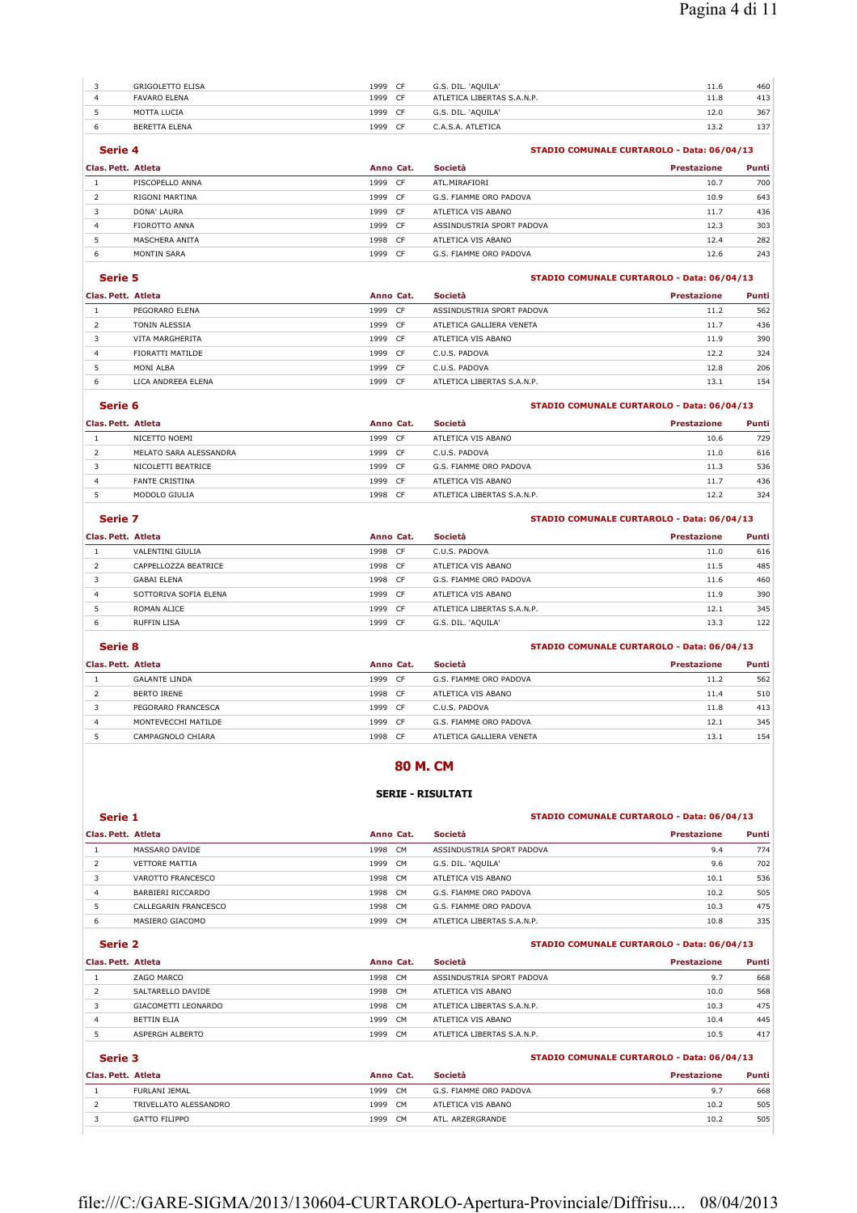| Clas. | Pett. | Atleta | Anno | Cat. | Società | Prestazione | Punti |
|---|---|---|---|---|---|---|---|
| 3 | | GRIGOLETTO ELISA | 1999 | CF | G.S. DIL. 'AQUILA' | 11.6 | 460 |
| 4 | | FAVARO ELENA | 1999 | CF | ATLETICA LIBERTAS S.A.N.P. | 11.8 | 413 |
| 5 | | MOTTA LUCIA | 1999 | CF | G.S. DIL. 'AQUILA' | 12.0 | 367 |
| 6 | | BERETTA ELENA | 1999 | CF | C.A.S.A. ATLETICA | 13.2 | 137 |

**Serie 4** — STADIO COMUNALE CURTAROLO - Data: 06/04/13

| Clas. | Pett. | Atleta | Anno | Cat. | Società | Prestazione | Punti |
|---|---|---|---|---|---|---|---|
| 1 | | PISCOPELLO ANNA | 1999 | CF | ATL.MIRAFIORI | 10.7 | 700 |
| 2 | | RIGONI MARTINA | 1999 | CF | G.S. FIAMME ORO PADOVA | 10.9 | 643 |
| 3 | | DONA' LAURA | 1999 | CF | ATLETICA VIS ABANO | 11.7 | 436 |
| 4 | | FIOROTTO ANNA | 1999 | CF | ASSINDUSTRIA SPORT PADOVA | 12.3 | 303 |
| 5 | | MASCHERA ANITA | 1998 | CF | ATLETICA VIS ABANO | 12.4 | 282 |
| 6 | | MONTIN SARA | 1999 | CF | G.S. FIAMME ORO PADOVA | 12.6 | 243 |

**Serie 5** — STADIO COMUNALE CURTAROLO - Data: 06/04/13

| Clas. | Pett. | Atleta | Anno | Cat. | Società | Prestazione | Punti |
|---|---|---|---|---|---|---|---|
| 1 | | PEGORARO ELENA | 1999 | CF | ASSINDUSTRIA SPORT PADOVA | 11.2 | 562 |
| 2 | | TONIN ALESSIA | 1999 | CF | ATLETICA GALLIERA VENETA | 11.7 | 436 |
| 3 | | VITA MARGHERITA | 1999 | CF | ATLETICA VIS ABANO | 11.9 | 390 |
| 4 | | FIORATTI MATILDE | 1999 | CF | C.U.S. PADOVA | 12.2 | 324 |
| 5 | | MONI ALBA | 1999 | CF | C.U.S. PADOVA | 12.8 | 206 |
| 6 | | LICA ANDREEA ELENA | 1999 | CF | ATLETICA LIBERTAS S.A.N.P. | 13.1 | 154 |

**Serie 6** — STADIO COMUNALE CURTAROLO - Data: 06/04/13

| Clas. | Pett. | Atleta | Anno | Cat. | Società | Prestazione | Punti |
|---|---|---|---|---|---|---|---|
| 1 | | NICETTO NOEMI | 1999 | CF | ATLETICA VIS ABANO | 10.6 | 729 |
| 2 | | MELATO SARA ALESSANDRA | 1999 | CF | C.U.S. PADOVA | 11.0 | 616 |
| 3 | | NICOLETTI BEATRICE | 1999 | CF | G.S. FIAMME ORO PADOVA | 11.3 | 536 |
| 4 | | FANTE CRISTINA | 1999 | CF | ATLETICA VIS ABANO | 11.7 | 436 |
| 5 | | MODOLO GIULIA | 1998 | CF | ATLETICA LIBERTAS S.A.N.P. | 12.2 | 324 |

**Serie 7** — STADIO COMUNALE CURTAROLO - Data: 06/04/13

| Clas. | Pett. | Atleta | Anno | Cat. | Società | Prestazione | Punti |
|---|---|---|---|---|---|---|---|
| 1 | | VALENTINI GIULIA | 1998 | CF | C.U.S. PADOVA | 11.0 | 616 |
| 2 | | CAPPELLOZZA BEATRICE | 1998 | CF | ATLETICA VIS ABANO | 11.5 | 485 |
| 3 | | GABAI ELENA | 1998 | CF | G.S. FIAMME ORO PADOVA | 11.6 | 460 |
| 4 | | SOTTORIVA SOFIA ELENA | 1999 | CF | ATLETICA VIS ABANO | 11.9 | 390 |
| 5 | | ROMAN ALICE | 1999 | CF | ATLETICA LIBERTAS S.A.N.P. | 12.1 | 345 |
| 6 | | RUFFIN LISA | 1999 | CF | G.S. DIL. 'AQUILA' | 13.3 | 122 |

**Serie 8** — STADIO COMUNALE CURTAROLO - Data: 06/04/13

| Clas. | Pett. | Atleta | Anno | Cat. | Società | Prestazione | Punti |
|---|---|---|---|---|---|---|---|
| 1 | | GALANTE LINDA | 1999 | CF | G.S. FIAMME ORO PADOVA | 11.2 | 562 |
| 2 | | BERTO IRENE | 1998 | CF | ATLETICA VIS ABANO | 11.4 | 510 |
| 3 | | PEGORARO FRANCESCA | 1999 | CF | C.U.S. PADOVA | 11.8 | 413 |
| 4 | | MONTEVECCHI MATILDE | 1999 | CF | G.S. FIAMME ORO PADOVA | 12.1 | 345 |
| 5 | | CAMPAGNOLO CHIARA | 1998 | CF | ATLETICA GALLIERA VENETA | 13.1 | 154 |

## 80 M. CM

### SERIE - RISULTATI

**Serie 1** — STADIO COMUNALE CURTAROLO - Data: 06/04/13

| Clas. | Pett. | Atleta | Anno | Cat. | Società | Prestazione | Punti |
|---|---|---|---|---|---|---|---|
| 1 | | MASSARO DAVIDE | 1998 | CM | ASSINDUSTRIA SPORT PADOVA | 9.4 | 774 |
| 2 | | VETTORE MATTIA | 1999 | CM | G.S. DIL. 'AQUILA' | 9.6 | 702 |
| 3 | | VAROTTO FRANCESCO | 1998 | CM | ATLETICA VIS ABANO | 10.1 | 536 |
| 4 | | BARBIERI RICCARDO | 1998 | CM | G.S. FIAMME ORO PADOVA | 10.2 | 505 |
| 5 | | CALLEGARIN FRANCESCO | 1998 | CM | G.S. FIAMME ORO PADOVA | 10.3 | 475 |
| 6 | | MASIERO GIACOMO | 1999 | CM | ATLETICA LIBERTAS S.A.N.P. | 10.8 | 335 |

**Serie 2** — STADIO COMUNALE CURTAROLO - Data: 06/04/13

| Clas. | Pett. | Atleta | Anno | Cat. | Società | Prestazione | Punti |
|---|---|---|---|---|---|---|---|
| 1 | | ZAGO MARCO | 1998 | CM | ASSINDUSTRIA SPORT PADOVA | 9.7 | 668 |
| 2 | | SALTARELLO DAVIDE | 1998 | CM | ATLETICA VIS ABANO | 10.0 | 568 |
| 3 | | GIACOMETTI LEONARDO | 1998 | CM | ATLETICA LIBERTAS S.A.N.P. | 10.3 | 475 |
| 4 | | BETTIN ELIA | 1999 | CM | ATLETICA VIS ABANO | 10.4 | 445 |
| 5 | | ASPERGH ALBERTO | 1999 | CM | ATLETICA LIBERTAS S.A.N.P. | 10.5 | 417 |

**Serie 3** — STADIO COMUNALE CURTAROLO - Data: 06/04/13

| Clas. | Pett. | Atleta | Anno | Cat. | Società | Prestazione | Punti |
|---|---|---|---|---|---|---|---|
| 1 | | FURLANI JEMAL | 1999 | CM | G.S. FIAMME ORO PADOVA | 9.7 | 668 |
| 2 | | TRIVELLATO ALESSANDRO | 1999 | CM | ATLETICA VIS ABANO | 10.2 | 505 |
| 3 | | GATTO FILIPPO | 1999 | CM | ATL. ARZERGRANDE | 10.2 | 505 |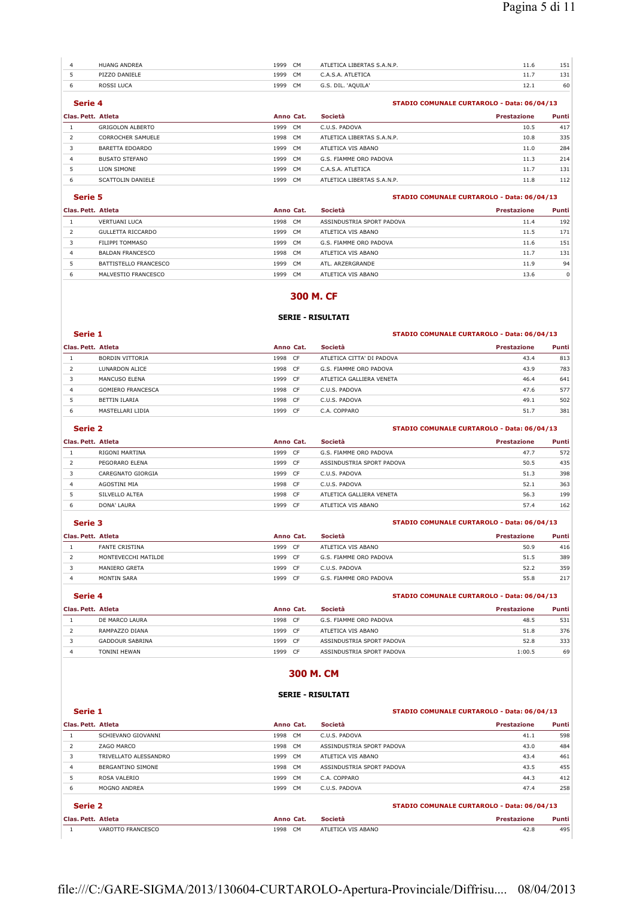| Clas. | Pett. | Atleta | Anno | Cat. | Società | Prestazione | Punti |
|---|---|---|---|---|---|---|---|
| 4 | | HUANG ANDREA | 1999 | CM | ATLETICA LIBERTAS S.A.N.P. | 11.6 | 151 |
| 5 | | PIZZO DANIELE | 1999 | CM | C.A.S.A. ATLETICA | 11.7 | 131 |
| 6 | | ROSSI LUCA | 1999 | CM | G.S. DIL. 'AQUILA' | 12.1 | 60 |

**Serie 4** — STADIO COMUNALE CURTAROLO - Data: 06/04/13

| Clas. | Pett. | Atleta | Anno | Cat. | Società | Prestazione | Punti |
|---|---|---|---|---|---|---|---|
| 1 | | GRIGOLON ALBERTO | 1999 | CM | C.U.S. PADOVA | 10.5 | 417 |
| 2 | | CORROCHER SAMUELE | 1998 | CM | ATLETICA LIBERTAS S.A.N.P. | 10.8 | 335 |
| 3 | | BARETTA EDOARDO | 1999 | CM | ATLETICA VIS ABANO | 11.0 | 284 |
| 4 | | BUSATO STEFANO | 1999 | CM | G.S. FIAMME ORO PADOVA | 11.3 | 214 |
| 5 | | LION SIMONE | 1999 | CM | C.A.S.A. ATLETICA | 11.7 | 131 |
| 6 | | SCATTOLIN DANIELE | 1999 | CM | ATLETICA LIBERTAS S.A.N.P. | 11.8 | 112 |

**Serie 5** — STADIO COMUNALE CURTAROLO - Data: 06/04/13

| Clas. | Pett. | Atleta | Anno | Cat. | Società | Prestazione | Punti |
|---|---|---|---|---|---|---|---|
| 1 | | VERTUANI LUCA | 1998 | CM | ASSINDUSTRIA SPORT PADOVA | 11.4 | 192 |
| 2 | | GULLETTA RICCARDO | 1999 | CM | ATLETICA VIS ABANO | 11.5 | 171 |
| 3 | | FILIPPI TOMMASO | 1999 | CM | G.S. FIAMME ORO PADOVA | 11.6 | 151 |
| 4 | | BALDAN FRANCESCO | 1998 | CM | ATLETICA VIS ABANO | 11.7 | 131 |
| 5 | | BATTISTELLO FRANCESCO | 1999 | CM | ATL. ARZERGRANDE | 11.9 | 94 |
| 6 | | MALVESTIO FRANCESCO | 1999 | CM | ATLETICA VIS ABANO | 13.6 | 0 |

## 300 M. CF

### SERIE - RISULTATI

**Serie 1** — STADIO COMUNALE CURTAROLO - Data: 06/04/13

| Clas. | Pett. | Atleta | Anno | Cat. | Società | Prestazione | Punti |
|---|---|---|---|---|---|---|---|
| 1 | | BORDIN VITTORIA | 1998 | CF | ATLETICA CITTA' DI PADOVA | 43.4 | 813 |
| 2 | | LUNARDON ALICE | 1998 | CF | G.S. FIAMME ORO PADOVA | 43.9 | 783 |
| 3 | | MANCUSO ELENA | 1999 | CF | ATLETICA GALLIERA VENETA | 46.4 | 641 |
| 4 | | GOMIERO FRANCESCA | 1998 | CF | C.U.S. PADOVA | 47.6 | 577 |
| 5 | | BETTIN ILARIA | 1998 | CF | C.U.S. PADOVA | 49.1 | 502 |
| 6 | | MASTELLARI LIDIA | 1999 | CF | C.A. COPPARO | 51.7 | 381 |

**Serie 2** — STADIO COMUNALE CURTAROLO - Data: 06/04/13

| Clas. | Pett. | Atleta | Anno | Cat. | Società | Prestazione | Punti |
|---|---|---|---|---|---|---|---|
| 1 | | RIGONI MARTINA | 1999 | CF | G.S. FIAMME ORO PADOVA | 47.7 | 572 |
| 2 | | PEGORARO ELENA | 1999 | CF | ASSINDUSTRIA SPORT PADOVA | 50.5 | 435 |
| 3 | | CAREGNATO GIORGIA | 1999 | CF | C.U.S. PADOVA | 51.3 | 398 |
| 4 | | AGOSTINI MIA | 1998 | CF | C.U.S. PADOVA | 52.1 | 363 |
| 5 | | SILVELLO ALTEA | 1998 | CF | ATLETICA GALLIERA VENETA | 56.3 | 199 |
| 6 | | DONA' LAURA | 1999 | CF | ATLETICA VIS ABANO | 57.4 | 162 |

**Serie 3** — STADIO COMUNALE CURTAROLO - Data: 06/04/13

| Clas. | Pett. | Atleta | Anno | Cat. | Società | Prestazione | Punti |
|---|---|---|---|---|---|---|---|
| 1 | | FANTE CRISTINA | 1999 | CF | ATLETICA VIS ABANO | 50.9 | 416 |
| 2 | | MONTEVECCHI MATILDE | 1999 | CF | G.S. FIAMME ORO PADOVA | 51.5 | 389 |
| 3 | | MANIERO GRETA | 1999 | CF | C.U.S. PADOVA | 52.2 | 359 |
| 4 | | MONTIN SARA | 1999 | CF | G.S. FIAMME ORO PADOVA | 55.8 | 217 |

**Serie 4** — STADIO COMUNALE CURTAROLO - Data: 06/04/13

| Clas. | Pett. | Atleta | Anno | Cat. | Società | Prestazione | Punti |
|---|---|---|---|---|---|---|---|
| 1 | | DE MARCO LAURA | 1998 | CF | G.S. FIAMME ORO PADOVA | 48.5 | 531 |
| 2 | | RAMPAZZO DIANA | 1999 | CF | ATLETICA VIS ABANO | 51.8 | 376 |
| 3 | | GADDOUR SABRINA | 1999 | CF | ASSINDUSTRIA SPORT PADOVA | 52.8 | 333 |
| 4 | | TONINI HEWAN | 1999 | CF | ASSINDUSTRIA SPORT PADOVA | 1:00.5 | 69 |

## 300 M. CM

### SERIE - RISULTATI

**Serie 1** — STADIO COMUNALE CURTAROLO - Data: 06/04/13

| Clas. | Pett. | Atleta | Anno | Cat. | Società | Prestazione | Punti |
|---|---|---|---|---|---|---|---|
| 1 | | SCHIEVANO GIOVANNI | 1998 | CM | C.U.S. PADOVA | 41.1 | 598 |
| 2 | | ZAGO MARCO | 1998 | CM | ASSINDUSTRIA SPORT PADOVA | 43.0 | 484 |
| 3 | | TRIVELLATO ALESSANDRO | 1999 | CM | ATLETICA VIS ABANO | 43.4 | 461 |
| 4 | | BERGANTINO SIMONE | 1998 | CM | ASSINDUSTRIA SPORT PADOVA | 43.5 | 455 |
| 5 | | ROSA VALERIO | 1999 | CM | C.A. COPPARO | 44.3 | 412 |
| 6 | | MOGNO ANDREA | 1999 | CM | C.U.S. PADOVA | 47.4 | 258 |

**Serie 2** — STADIO COMUNALE CURTAROLO - Data: 06/04/13

| Clas. | Pett. | Atleta | Anno | Cat. | Società | Prestazione | Punti |
|---|---|---|---|---|---|---|---|
| 1 | | VAROTTO FRANCESCO | 1998 | CM | ATLETICA VIS ABANO | 42.8 | 495 |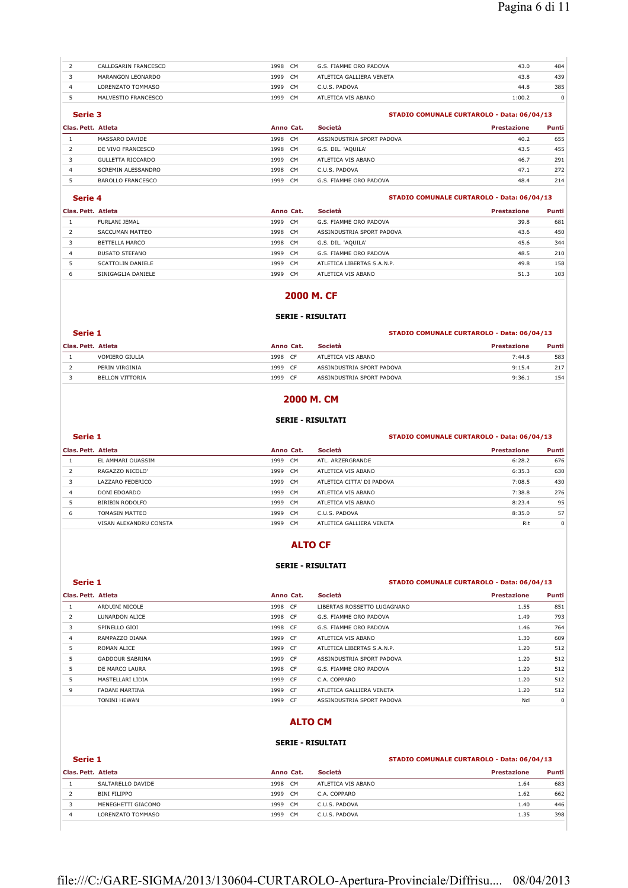| Clas. | Pett. | Atleta | Anno | Cat. | Società | Prestazione | Punti |
|---|---|---|---|---|---|---|---|
| 2 | | CALLEGARIN FRANCESCO | 1998 | CM | G.S. FIAMME ORO PADOVA | 43.0 | 484 |
| 3 | | MARANGON LEONARDO | 1999 | CM | ATLETICA GALLIERA VENETA | 43.8 | 439 |
| 4 | | LORENZATO TOMMASO | 1999 | CM | C.U.S. PADOVA | 44.8 | 385 |
| 5 | | MALVESTIO FRANCESCO | 1999 | CM | ATLETICA VIS ABANO | 1:00.2 | 0 |

**Serie 3** — STADIO COMUNALE CURTAROLO - Data: 06/04/13

| Clas. | Pett. | Atleta | Anno | Cat. | Società | Prestazione | Punti |
|---|---|---|---|---|---|---|---|
| 1 | | MASSARO DAVIDE | 1998 | CM | ASSINDUSTRIA SPORT PADOVA | 40.2 | 655 |
| 2 | | DE VIVO FRANCESCO | 1998 | CM | G.S. DIL. 'AQUILA' | 43.5 | 455 |
| 3 | | GULLETTA RICCARDO | 1999 | CM | ATLETICA VIS ABANO | 46.7 | 291 |
| 4 | | SCREMIN ALESSANDRO | 1998 | CM | C.U.S. PADOVA | 47.1 | 272 |
| 5 | | BAROLLO FRANCESCO | 1999 | CM | G.S. FIAMME ORO PADOVA | 48.4 | 214 |

**Serie 4** — STADIO COMUNALE CURTAROLO - Data: 06/04/13

| Clas. | Pett. | Atleta | Anno | Cat. | Società | Prestazione | Punti |
|---|---|---|---|---|---|---|---|
| 1 | | FURLANI JEMAL | 1999 | CM | G.S. FIAMME ORO PADOVA | 39.8 | 681 |
| 2 | | SACCUMAN MATTEO | 1998 | CM | ASSINDUSTRIA SPORT PADOVA | 43.6 | 450 |
| 3 | | BETTELLA MARCO | 1998 | CM | G.S. DIL. 'AQUILA' | 45.6 | 344 |
| 4 | | BUSATO STEFANO | 1999 | CM | G.S. FIAMME ORO PADOVA | 48.5 | 210 |
| 5 | | SCATTOLIN DANIELE | 1999 | CM | ATLETICA LIBERTAS S.A.N.P. | 49.8 | 158 |
| 6 | | SINIGAGLIA DANIELE | 1999 | CM | ATLETICA VIS ABANO | 51.3 | 103 |

## 2000 M. CF

### SERIE - RISULTATI

**Serie 1** — STADIO COMUNALE CURTAROLO - Data: 06/04/13

| Clas. | Pett. | Atleta | Anno | Cat. | Società | Prestazione | Punti |
|---|---|---|---|---|---|---|---|
| 1 | | VOMIERO GIULIA | 1998 | CF | ATLETICA VIS ABANO | 7:44.8 | 583 |
| 2 | | PERIN VIRGINIA | 1999 | CF | ASSINDUSTRIA SPORT PADOVA | 9:15.4 | 217 |
| 3 | | BELLON VITTORIA | 1999 | CF | ASSINDUSTRIA SPORT PADOVA | 9:36.1 | 154 |

## 2000 M. CM

### SERIE - RISULTATI

**Serie 1** — STADIO COMUNALE CURTAROLO - Data: 06/04/13

| Clas. | Pett. | Atleta | Anno | Cat. | Società | Prestazione | Punti |
|---|---|---|---|---|---|---|---|
| 1 | | EL AMMARI OUASSIM | 1999 | CM | ATL. ARZERGRANDE | 6:28.2 | 676 |
| 2 | | RAGAZZO NICOLO' | 1999 | CM | ATLETICA VIS ABANO | 6:35.3 | 630 |
| 3 | | LAZZARO FEDERICO | 1999 | CM | ATLETICA CITTA' DI PADOVA | 7:08.5 | 430 |
| 4 | | DONI EDOARDO | 1999 | CM | ATLETICA VIS ABANO | 7:38.8 | 276 |
| 5 | | BIRIBIN RODOLFO | 1999 | CM | ATLETICA VIS ABANO | 8:23.4 | 95 |
| 6 | | TOMASIN MATTEO | 1999 | CM | C.U.S. PADOVA | 8:35.0 | 57 |
| | | VISAN ALEXANDRU CONSTA | 1999 | CM | ATLETICA GALLIERA VENETA | Rit | 0 |

## ALTO CF

### SERIE - RISULTATI

**Serie 1** — STADIO COMUNALE CURTAROLO - Data: 06/04/13

| Clas. | Pett. | Atleta | Anno | Cat. | Società | Prestazione | Punti |
|---|---|---|---|---|---|---|---|
| 1 | | ARDUINI NICOLE | 1998 | CF | LIBERTAS ROSSETTO LUGAGNANO | 1.55 | 851 |
| 2 | | LUNARDON ALICE | 1998 | CF | G.S. FIAMME ORO PADOVA | 1.49 | 793 |
| 3 | | SPINELLO GIOI | 1998 | CF | G.S. FIAMME ORO PADOVA | 1.46 | 764 |
| 4 | | RAMPAZZO DIANA | 1999 | CF | ATLETICA VIS ABANO | 1.30 | 609 |
| 5 | | ROMAN ALICE | 1999 | CF | ATLETICA LIBERTAS S.A.N.P. | 1.20 | 512 |
| 5 | | GADDOUR SABRINA | 1999 | CF | ASSINDUSTRIA SPORT PADOVA | 1.20 | 512 |
| 5 | | DE MARCO LAURA | 1998 | CF | G.S. FIAMME ORO PADOVA | 1.20 | 512 |
| 5 | | MASTELLARI LIDIA | 1999 | CF | C.A. COPPARO | 1.20 | 512 |
| 9 | | FADANI MARTINA | 1999 | CF | ATLETICA GALLIERA VENETA | 1.20 | 512 |
| | | TONINI HEWAN | 1999 | CF | ASSINDUSTRIA SPORT PADOVA | Ncl | 0 |

## ALTO CM

### SERIE - RISULTATI

**Serie 1** — STADIO COMUNALE CURTAROLO - Data: 06/04/13

| Clas. | Pett. | Atleta | Anno | Cat. | Società | Prestazione | Punti |
|---|---|---|---|---|---|---|---|
| 1 | | SALTARELLO DAVIDE | 1998 | CM | ATLETICA VIS ABANO | 1.64 | 683 |
| 2 | | BINI FILIPPO | 1999 | CM | C.A. COPPARO | 1.62 | 662 |
| 3 | | MENEGHETTI GIACOMO | 1999 | CM | C.U.S. PADOVA | 1.40 | 446 |
| 4 | | LORENZATO TOMMASO | 1999 | CM | C.U.S. PADOVA | 1.35 | 398 |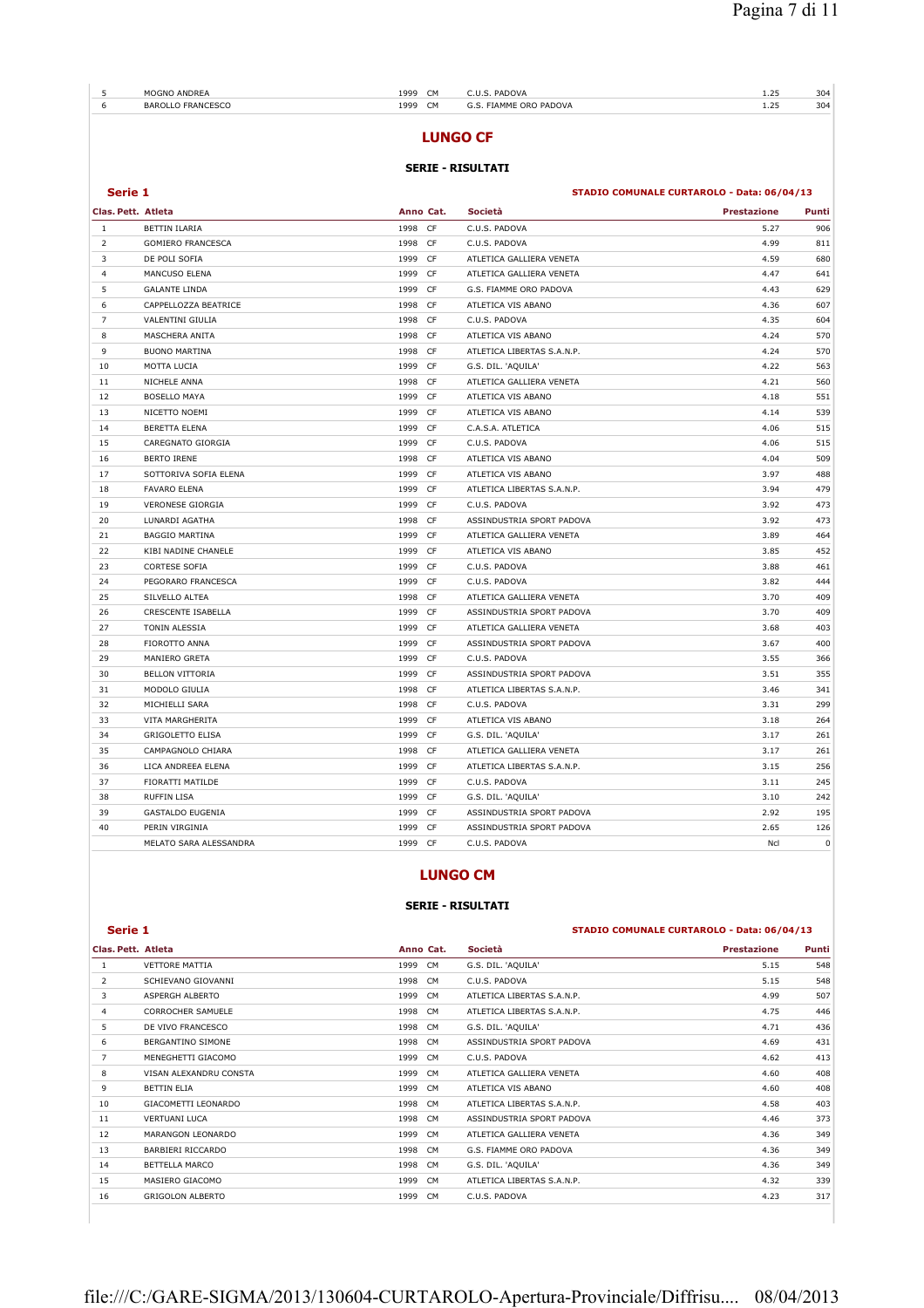| Clas. Pett. | Atleta | Anno | Cat. | Società | Prestazione | Punti |
|---|---|---|---|---|---|---|
| 5 | MOGNO ANDREA | 1999 | CM | C.U.S. PADOVA | 1.25 | 304 |
| 6 | BAROLLO FRANCESCO | 1999 | CM | G.S. FIAMME ORO PADOVA | 1.25 | 304 |

## LUNGO CF

### SERIE - RISULTATI

**Serie 1** — **STADIO COMUNALE CURTAROLO - Data: 06/04/13**

| Clas. Pett. | Atleta | Anno | Cat. | Società | Prestazione | Punti |
|---|---|---|---|---|---|---|
| 1 | BETTIN ILARIA | 1998 | CF | C.U.S. PADOVA | 5.27 | 906 |
| 2 | GOMIERO FRANCESCA | 1998 | CF | C.U.S. PADOVA | 4.99 | 811 |
| 3 | DE POLI SOFIA | 1999 | CF | ATLETICA GALLIERA VENETA | 4.59 | 680 |
| 4 | MANCUSO ELENA | 1999 | CF | ATLETICA GALLIERA VENETA | 4.47 | 641 |
| 5 | GALANTE LINDA | 1999 | CF | G.S. FIAMME ORO PADOVA | 4.43 | 629 |
| 6 | CAPPELLOZZA BEATRICE | 1998 | CF | ATLETICA VIS ABANO | 4.36 | 607 |
| 7 | VALENTINI GIULIA | 1998 | CF | C.U.S. PADOVA | 4.35 | 604 |
| 8 | MASCHERA ANITA | 1998 | CF | ATLETICA VIS ABANO | 4.24 | 570 |
| 9 | BUONO MARTINA | 1998 | CF | ATLETICA LIBERTAS S.A.N.P. | 4.24 | 570 |
| 10 | MOTTA LUCIA | 1999 | CF | G.S. DIL. 'AQUILA' | 4.22 | 563 |
| 11 | NICHELE ANNA | 1998 | CF | ATLETICA GALLIERA VENETA | 4.21 | 560 |
| 12 | BOSELLO MAYA | 1999 | CF | ATLETICA VIS ABANO | 4.18 | 551 |
| 13 | NICETTO NOEMI | 1999 | CF | ATLETICA VIS ABANO | 4.14 | 539 |
| 14 | BERETTA ELENA | 1999 | CF | C.A.S.A. ATLETICA | 4.06 | 515 |
| 15 | CAREGNATO GIORGIA | 1999 | CF | C.U.S. PADOVA | 4.06 | 515 |
| 16 | BERTO IRENE | 1998 | CF | ATLETICA VIS ABANO | 4.04 | 509 |
| 17 | SOTTORIVA SOFIA ELENA | 1999 | CF | ATLETICA VIS ABANO | 3.97 | 488 |
| 18 | FAVARO ELENA | 1999 | CF | ATLETICA LIBERTAS S.A.N.P. | 3.94 | 479 |
| 19 | VERONESE GIORGIA | 1999 | CF | C.U.S. PADOVA | 3.92 | 473 |
| 20 | LUNARDI AGATHA | 1998 | CF | ASSINDUSTRIA SPORT PADOVA | 3.92 | 473 |
| 21 | BAGGIO MARTINA | 1999 | CF | ATLETICA GALLIERA VENETA | 3.89 | 464 |
| 22 | KIBI NADINE CHANELE | 1999 | CF | ATLETICA VIS ABANO | 3.85 | 452 |
| 23 | CORTESE SOFIA | 1999 | CF | C.U.S. PADOVA | 3.88 | 461 |
| 24 | PEGORARO FRANCESCA | 1999 | CF | C.U.S. PADOVA | 3.82 | 444 |
| 25 | SILVELLO ALTEA | 1998 | CF | ATLETICA GALLIERA VENETA | 3.70 | 409 |
| 26 | CRESCENTE ISABELLA | 1999 | CF | ASSINDUSTRIA SPORT PADOVA | 3.70 | 409 |
| 27 | TONIN ALESSIA | 1999 | CF | ATLETICA GALLIERA VENETA | 3.68 | 403 |
| 28 | FIOROTTO ANNA | 1999 | CF | ASSINDUSTRIA SPORT PADOVA | 3.67 | 400 |
| 29 | MANIERO GRETA | 1999 | CF | C.U.S. PADOVA | 3.55 | 366 |
| 30 | BELLON VITTORIA | 1999 | CF | ASSINDUSTRIA SPORT PADOVA | 3.51 | 355 |
| 31 | MODOLO GIULIA | 1998 | CF | ATLETICA LIBERTAS S.A.N.P. | 3.46 | 341 |
| 32 | MICHIELLI SARA | 1998 | CF | C.U.S. PADOVA | 3.31 | 299 |
| 33 | VITA MARGHERITA | 1999 | CF | ATLETICA VIS ABANO | 3.18 | 264 |
| 34 | GRIGOLETTO ELISA | 1999 | CF | G.S. DIL. 'AQUILA' | 3.17 | 261 |
| 35 | CAMPAGNOLO CHIARA | 1998 | CF | ATLETICA GALLIERA VENETA | 3.17 | 261 |
| 36 | LICA ANDREEA ELENA | 1999 | CF | ATLETICA LIBERTAS S.A.N.P. | 3.15 | 256 |
| 37 | FIORATTI MATILDE | 1999 | CF | C.U.S. PADOVA | 3.11 | 245 |
| 38 | RUFFIN LISA | 1999 | CF | G.S. DIL. 'AQUILA' | 3.10 | 242 |
| 39 | GASTALDO EUGENIA | 1999 | CF | ASSINDUSTRIA SPORT PADOVA | 2.92 | 195 |
| 40 | PERIN VIRGINIA | 1999 | CF | ASSINDUSTRIA SPORT PADOVA | 2.65 | 126 |
| | MELATO SARA ALESSANDRA | 1999 | CF | C.U.S. PADOVA | Ncl | 0 |

## LUNGO CM

### SERIE - RISULTATI

**Serie 1** — **STADIO COMUNALE CURTAROLO - Data: 06/04/13**

| Clas. Pett. | Atleta | Anno | Cat. | Società | Prestazione | Punti |
|---|---|---|---|---|---|---|
| 1 | VETTORE MATTIA | 1999 | CM | G.S. DIL. 'AQUILA' | 5.15 | 548 |
| 2 | SCHIEVANO GIOVANNI | 1998 | CM | C.U.S. PADOVA | 5.15 | 548 |
| 3 | ASPERGH ALBERTO | 1999 | CM | ATLETICA LIBERTAS S.A.N.P. | 4.99 | 507 |
| 4 | CORROCHER SAMUELE | 1998 | CM | ATLETICA LIBERTAS S.A.N.P. | 4.75 | 446 |
| 5 | DE VIVO FRANCESCO | 1998 | CM | G.S. DIL. 'AQUILA' | 4.71 | 436 |
| 6 | BERGANTINO SIMONE | 1998 | CM | ASSINDUSTRIA SPORT PADOVA | 4.69 | 431 |
| 7 | MENEGHETTI GIACOMO | 1999 | CM | C.U.S. PADOVA | 4.62 | 413 |
| 8 | VISAN ALEXANDRU CONSTA | 1999 | CM | ATLETICA GALLIERA VENETA | 4.60 | 408 |
| 9 | BETTIN ELIA | 1999 | CM | ATLETICA VIS ABANO | 4.60 | 408 |
| 10 | GIACOMETTI LEONARDO | 1998 | CM | ATLETICA LIBERTAS S.A.N.P. | 4.58 | 403 |
| 11 | VERTUANI LUCA | 1998 | CM | ASSINDUSTRIA SPORT PADOVA | 4.46 | 373 |
| 12 | MARANGON LEONARDO | 1999 | CM | ATLETICA GALLIERA VENETA | 4.36 | 349 |
| 13 | BARBIERI RICCARDO | 1998 | CM | G.S. FIAMME ORO PADOVA | 4.36 | 349 |
| 14 | BETTELLA MARCO | 1998 | CM | G.S. DIL. 'AQUILA' | 4.36 | 349 |
| 15 | MASIERO GIACOMO | 1999 | CM | ATLETICA LIBERTAS S.A.N.P. | 4.32 | 339 |
| 16 | GRIGOLON ALBERTO | 1999 | CM | C.U.S. PADOVA | 4.23 | 317 |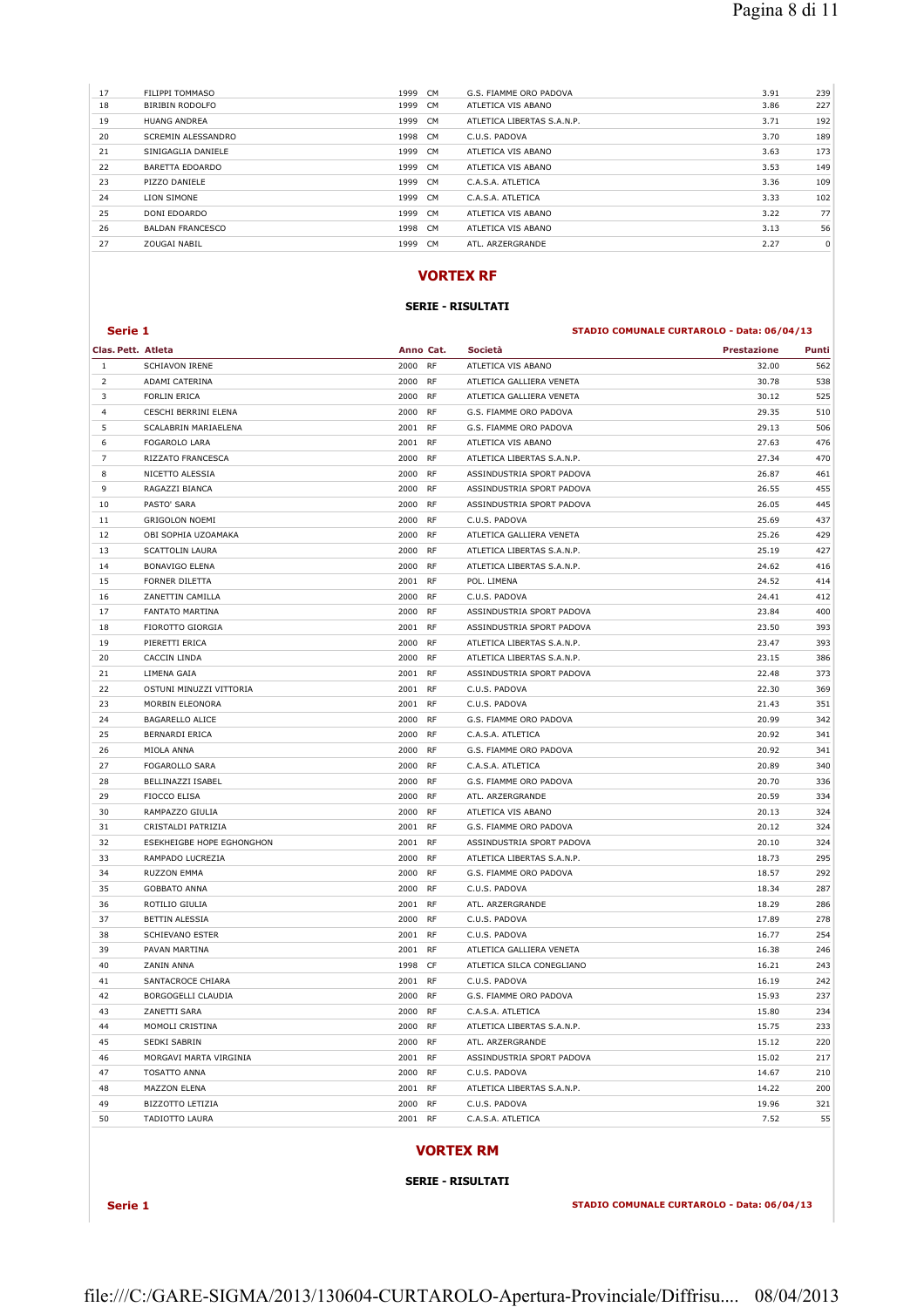| 17 | FILIPPI TOMMASO | 1999 | CM | G.S. FIAMME ORO PADOVA | 3.91 | 239 |
|---|---|---|---|---|---|---|
| 18 | BIRIBIN RODOLFO | 1999 | CM | ATLETICA VIS ABANO | 3.86 | 227 |
| 19 | HUANG ANDREA | 1999 | CM | ATLETICA LIBERTAS S.A.N.P. | 3.71 | 192 |
| 20 | SCREMIN ALESSANDRO | 1998 | CM | C.U.S. PADOVA | 3.70 | 189 |
| 21 | SINIGAGLIA DANIELE | 1999 | CM | ATLETICA VIS ABANO | 3.63 | 173 |
| 22 | BARETTA EDOARDO | 1999 | CM | ATLETICA VIS ABANO | 3.53 | 149 |
| 23 | PIZZO DANIELE | 1999 | CM | C.A.S.A. ATLETICA | 3.36 | 109 |
| 24 | LION SIMONE | 1999 | CM | C.A.S.A. ATLETICA | 3.33 | 102 |
| 25 | DONI EDOARDO | 1999 | CM | ATLETICA VIS ABANO | 3.22 | 77 |
| 26 | BALDAN FRANCESCO | 1998 | CM | ATLETICA VIS ABANO | 3.13 | 56 |
| 27 | ZOUGAI NABIL | 1999 | CM | ATL. ARZERGRANDE | 2.27 | 0 |

## VORTEX RF

### SERIE - RISULTATI

**Serie 1** — **STADIO COMUNALE CURTAROLO - Data: 06/04/13**

| Clas. | Pett. Atleta | Anno | Cat. | Società | Prestazione | Punti |
|---|---|---|---|---|---|---|
| 1 | SCHIAVON IRENE | 2000 | RF | ATLETICA VIS ABANO | 32.00 | 562 |
| 2 | ADAMI CATERINA | 2000 | RF | ATLETICA GALLIERA VENETA | 30.78 | 538 |
| 3 | FORLIN ERICA | 2000 | RF | ATLETICA GALLIERA VENETA | 30.12 | 525 |
| 4 | CESCHI BERRINI ELENA | 2000 | RF | G.S. FIAMME ORO PADOVA | 29.35 | 510 |
| 5 | SCALABRIN MARIAELENA | 2001 | RF | G.S. FIAMME ORO PADOVA | 29.13 | 506 |
| 6 | FOGAROLO LARA | 2001 | RF | ATLETICA VIS ABANO | 27.63 | 476 |
| 7 | RIZZATO FRANCESCA | 2000 | RF | ATLETICA LIBERTAS S.A.N.P. | 27.34 | 470 |
| 8 | NICETTO ALESSIA | 2000 | RF | ASSINDUSTRIA SPORT PADOVA | 26.87 | 461 |
| 9 | RAGAZZI BIANCA | 2000 | RF | ASSINDUSTRIA SPORT PADOVA | 26.55 | 455 |
| 10 | PASTO' SARA | 2000 | RF | ASSINDUSTRIA SPORT PADOVA | 26.05 | 445 |
| 11 | GRIGOLON NOEMI | 2000 | RF | C.U.S. PADOVA | 25.69 | 437 |
| 12 | OBI SOPHIA UZOAMAKA | 2000 | RF | ATLETICA GALLIERA VENETA | 25.26 | 429 |
| 13 | SCATTOLIN LAURA | 2000 | RF | ATLETICA LIBERTAS S.A.N.P. | 25.19 | 427 |
| 14 | BONAVIGO ELENA | 2000 | RF | ATLETICA LIBERTAS S.A.N.P. | 24.62 | 416 |
| 15 | FORNER DILETTA | 2001 | RF | POL. LIMENA | 24.52 | 414 |
| 16 | ZANETTIN CAMILLA | 2000 | RF | C.U.S. PADOVA | 24.41 | 412 |
| 17 | FANTATO MARTINA | 2000 | RF | ASSINDUSTRIA SPORT PADOVA | 23.84 | 400 |
| 18 | FIOROTTO GIORGIA | 2001 | RF | ASSINDUSTRIA SPORT PADOVA | 23.50 | 393 |
| 19 | PIERETTI ERICA | 2000 | RF | ATLETICA LIBERTAS S.A.N.P. | 23.47 | 393 |
| 20 | CACCIN LINDA | 2000 | RF | ATLETICA LIBERTAS S.A.N.P. | 23.15 | 386 |
| 21 | LIMENA GAIA | 2001 | RF | ASSINDUSTRIA SPORT PADOVA | 22.48 | 373 |
| 22 | OSTUNI MINUZZI VITTORIA | 2001 | RF | C.U.S. PADOVA | 22.30 | 369 |
| 23 | MORBIN ELEONORA | 2001 | RF | C.U.S. PADOVA | 21.43 | 351 |
| 24 | BAGARELLO ALICE | 2000 | RF | G.S. FIAMME ORO PADOVA | 20.99 | 342 |
| 25 | BERNARDI ERICA | 2000 | RF | C.A.S.A. ATLETICA | 20.92 | 341 |
| 26 | MIOLA ANNA | 2000 | RF | G.S. FIAMME ORO PADOVA | 20.92 | 341 |
| 27 | FOGAROLLO SARA | 2000 | RF | C.A.S.A. ATLETICA | 20.89 | 340 |
| 28 | BELLINAZZI ISABEL | 2000 | RF | G.S. FIAMME ORO PADOVA | 20.70 | 336 |
| 29 | FIOCCO ELISA | 2000 | RF | ATL. ARZERGRANDE | 20.59 | 334 |
| 30 | RAMPAZZO GIULIA | 2000 | RF | ATLETICA VIS ABANO | 20.13 | 324 |
| 31 | CRISTALDI PATRIZIA | 2001 | RF | G.S. FIAMME ORO PADOVA | 20.12 | 324 |
| 32 | ESEKHEIGBE HOPE EGHONGHON | 2001 | RF | ASSINDUSTRIA SPORT PADOVA | 20.10 | 324 |
| 33 | RAMPADO LUCREZIA | 2000 | RF | ATLETICA LIBERTAS S.A.N.P. | 18.73 | 295 |
| 34 | RUZZON EMMA | 2000 | RF | G.S. FIAMME ORO PADOVA | 18.57 | 292 |
| 35 | GOBBATO ANNA | 2000 | RF | C.U.S. PADOVA | 18.34 | 287 |
| 36 | ROTILIO GIULIA | 2001 | RF | ATL. ARZERGRANDE | 18.29 | 286 |
| 37 | BETTIN ALESSIA | 2000 | RF | C.U.S. PADOVA | 17.89 | 278 |
| 38 | SCHIEVANO ESTER | 2001 | RF | C.U.S. PADOVA | 16.77 | 254 |
| 39 | PAVAN MARTINA | 2001 | RF | ATLETICA GALLIERA VENETA | 16.38 | 246 |
| 40 | ZANIN ANNA | 1998 | CF | ATLETICA SILCA CONEGLIANO | 16.21 | 243 |
| 41 | SANTACROCE CHIARA | 2001 | RF | C.U.S. PADOVA | 16.19 | 242 |
| 42 | BORGOGELLI CLAUDIA | 2000 | RF | G.S. FIAMME ORO PADOVA | 15.93 | 237 |
| 43 | ZANETTI SARA | 2000 | RF | C.A.S.A. ATLETICA | 15.80 | 234 |
| 44 | MOMOLI CRISTINA | 2000 | RF | ATLETICA LIBERTAS S.A.N.P. | 15.75 | 233 |
| 45 | SEDKI SABRIN | 2000 | RF | ATL. ARZERGRANDE | 15.12 | 220 |
| 46 | MORGAVI MARTA VIRGINIA | 2001 | RF | ASSINDUSTRIA SPORT PADOVA | 15.02 | 217 |
| 47 | TOSATTO ANNA | 2000 | RF | C.U.S. PADOVA | 14.67 | 210 |
| 48 | MAZZON ELENA | 2001 | RF | ATLETICA LIBERTAS S.A.N.P. | 14.22 | 200 |
| 49 | BIZZOTTO LETIZIA | 2000 | RF | C.U.S. PADOVA | 19.96 | 321 |
| 50 | TADIOTTO LAURA | 2001 | RF | C.A.S.A. ATLETICA | 7.52 | 55 |

## VORTEX RM

### SERIE - RISULTATI

**Serie 1** — **STADIO COMUNALE CURTAROLO - Data: 06/04/13**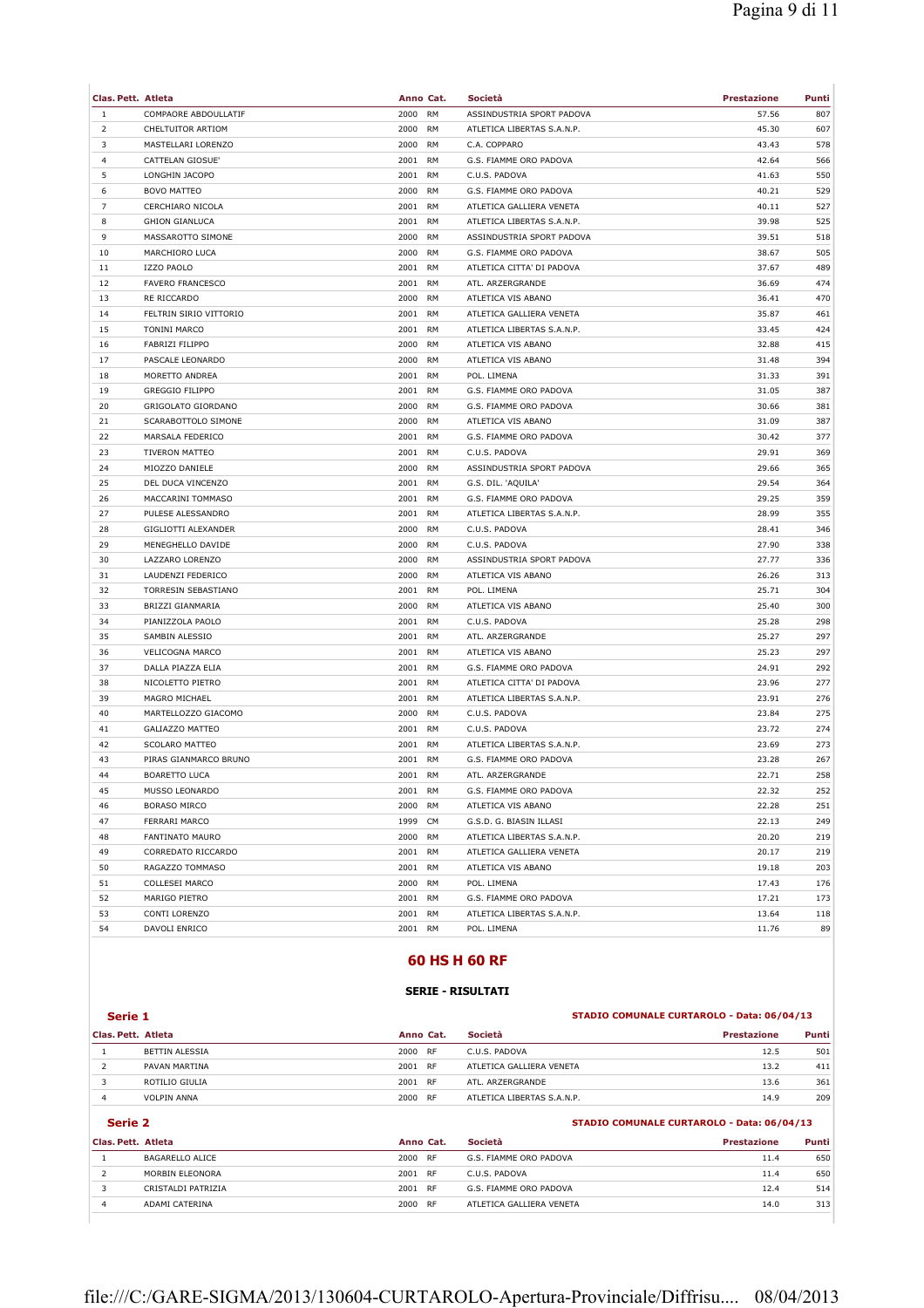| Clas. | Pett. | Atleta | Anno | Cat. | Società | Prestazione | Punti |
|---|---|---|---|---|---|---|---|
| 1 | | COMPAORE ABDOULLATIF | 2000 | RM | ASSINDUSTRIA SPORT PADOVA | 57.56 | 807 |
| 2 | | CHELTUITOR ARTIOM | 2000 | RM | ATLETICA LIBERTAS S.A.N.P. | 45.30 | 607 |
| 3 | | MASTELLARI LORENZO | 2000 | RM | C.A. COPPARO | 43.43 | 578 |
| 4 | | CATTELAN GIOSUE' | 2001 | RM | G.S. FIAMME ORO PADOVA | 42.64 | 566 |
| 5 | | LONGHIN JACOPO | 2001 | RM | C.U.S. PADOVA | 41.63 | 550 |
| 6 | | BOVO MATTEO | 2000 | RM | G.S. FIAMME ORO PADOVA | 40.21 | 529 |
| 7 | | CERCHIARO NICOLA | 2001 | RM | ATLETICA GALLIERA VENETA | 40.11 | 527 |
| 8 | | GHION GIANLUCA | 2001 | RM | ATLETICA LIBERTAS S.A.N.P. | 39.98 | 525 |
| 9 | | MASSAROTTO SIMONE | 2000 | RM | ASSINDUSTRIA SPORT PADOVA | 39.51 | 518 |
| 10 | | MARCHIORO LUCA | 2000 | RM | G.S. FIAMME ORO PADOVA | 38.67 | 505 |
| 11 | | IZZO PAOLO | 2001 | RM | ATLETICA CITTA' DI PADOVA | 37.67 | 489 |
| 12 | | FAVERO FRANCESCO | 2001 | RM | ATL. ARZERGRANDE | 36.69 | 474 |
| 13 | | RE RICCARDO | 2000 | RM | ATLETICA VIS ABANO | 36.41 | 470 |
| 14 | | FELTRIN SIRIO VITTORIO | 2001 | RM | ATLETICA GALLIERA VENETA | 35.87 | 461 |
| 15 | | TONINI MARCO | 2001 | RM | ATLETICA LIBERTAS S.A.N.P. | 33.45 | 424 |
| 16 | | FABRIZI FILIPPO | 2000 | RM | ATLETICA VIS ABANO | 32.88 | 415 |
| 17 | | PASCALE LEONARDO | 2000 | RM | ATLETICA VIS ABANO | 31.48 | 394 |
| 18 | | MORETTO ANDREA | 2001 | RM | POL. LIMENA | 31.33 | 391 |
| 19 | | GREGGIO FILIPPO | 2001 | RM | G.S. FIAMME ORO PADOVA | 31.05 | 387 |
| 20 | | GRIGOLATO GIORDANO | 2000 | RM | G.S. FIAMME ORO PADOVA | 30.66 | 381 |
| 21 | | SCARABOTTOLO SIMONE | 2000 | RM | ATLETICA VIS ABANO | 31.09 | 387 |
| 22 | | MARSALA FEDERICO | 2001 | RM | G.S. FIAMME ORO PADOVA | 30.42 | 377 |
| 23 | | TIVERON MATTEO | 2001 | RM | C.U.S. PADOVA | 29.91 | 369 |
| 24 | | MIOZZO DANIELE | 2000 | RM | ASSINDUSTRIA SPORT PADOVA | 29.66 | 365 |
| 25 | | DEL DUCA VINCENZO | 2001 | RM | G.S. DIL. 'AQUILA' | 29.54 | 364 |
| 26 | | MACCARINI TOMMASO | 2001 | RM | G.S. FIAMME ORO PADOVA | 29.25 | 359 |
| 27 | | PULESE ALESSANDRO | 2001 | RM | ATLETICA LIBERTAS S.A.N.P. | 28.99 | 355 |
| 28 | | GIGLIOTTI ALEXANDER | 2000 | RM | C.U.S. PADOVA | 28.41 | 346 |
| 29 | | MENEGHELLO DAVIDE | 2000 | RM | C.U.S. PADOVA | 27.90 | 338 |
| 30 | | LAZZARO LORENZO | 2000 | RM | ASSINDUSTRIA SPORT PADOVA | 27.77 | 336 |
| 31 | | LAUDENZI FEDERICO | 2000 | RM | ATLETICA VIS ABANO | 26.26 | 313 |
| 32 | | TORRESIN SEBASTIANO | 2001 | RM | POL. LIMENA | 25.71 | 304 |
| 33 | | BRIZZI GIANMARIA | 2000 | RM | ATLETICA VIS ABANO | 25.40 | 300 |
| 34 | | PIANIZZOLA PAOLO | 2001 | RM | C.U.S. PADOVA | 25.28 | 298 |
| 35 | | SAMBIN ALESSIO | 2001 | RM | ATL. ARZERGRANDE | 25.27 | 297 |
| 36 | | VELICOGNA MARCO | 2001 | RM | ATLETICA VIS ABANO | 25.23 | 297 |
| 37 | | DALLA PIAZZA ELIA | 2001 | RM | G.S. FIAMME ORO PADOVA | 24.91 | 292 |
| 38 | | NICOLETTO PIETRO | 2001 | RM | ATLETICA CITTA' DI PADOVA | 23.96 | 277 |
| 39 | | MAGRO MICHAEL | 2001 | RM | ATLETICA LIBERTAS S.A.N.P. | 23.91 | 276 |
| 40 | | MARTELLOZZO GIACOMO | 2000 | RM | C.U.S. PADOVA | 23.84 | 275 |
| 41 | | GALIAZZO MATTEO | 2001 | RM | C.U.S. PADOVA | 23.72 | 274 |
| 42 | | SCOLARO MATTEO | 2001 | RM | ATLETICA LIBERTAS S.A.N.P. | 23.69 | 273 |
| 43 | | PIRAS GIANMARCO BRUNO | 2001 | RM | G.S. FIAMME ORO PADOVA | 23.28 | 267 |
| 44 | | BOARETTO LUCA | 2001 | RM | ATL. ARZERGRANDE | 22.71 | 258 |
| 45 | | MUSSO LEONARDO | 2001 | RM | G.S. FIAMME ORO PADOVA | 22.32 | 252 |
| 46 | | BORASO MIRCO | 2000 | RM | ATLETICA VIS ABANO | 22.28 | 251 |
| 47 | | FERRARI MARCO | 1999 | CM | G.S.D. G. BIASIN ILLASI | 22.13 | 249 |
| 48 | | FANTINATO MAURO | 2000 | RM | ATLETICA LIBERTAS S.A.N.P. | 20.20 | 219 |
| 49 | | CORREDATO RICCARDO | 2001 | RM | ATLETICA GALLIERA VENETA | 20.17 | 219 |
| 50 | | RAGAZZO TOMMASO | 2001 | RM | ATLETICA VIS ABANO | 19.18 | 203 |
| 51 | | COLLESEI MARCO | 2000 | RM | POL. LIMENA | 17.43 | 176 |
| 52 | | MARIGO PIETRO | 2001 | RM | G.S. FIAMME ORO PADOVA | 17.21 | 173 |
| 53 | | CONTI LORENZO | 2001 | RM | ATLETICA LIBERTAS S.A.N.P. | 13.64 | 118 |
| 54 | | DAVOLI ENRICO | 2001 | RM | POL. LIMENA | 11.76 | 89 |

## 60 HS H 60 RF

### SERIE - RISULTATI

**Serie 1** — STADIO COMUNALE CURTAROLO - Data: 06/04/13

| Clas. | Pett. | Atleta | Anno | Cat. | Società | Prestazione | Punti |
|---|---|---|---|---|---|---|---|
| 1 | | BETTIN ALESSIA | 2000 | RF | C.U.S. PADOVA | 12.5 | 501 |
| 2 | | PAVAN MARTINA | 2001 | RF | ATLETICA GALLIERA VENETA | 13.2 | 411 |
| 3 | | ROTILIO GIULIA | 2001 | RF | ATL. ARZERGRANDE | 13.6 | 361 |
| 4 | | VOLPIN ANNA | 2000 | RF | ATLETICA LIBERTAS S.A.N.P. | 14.9 | 209 |

**Serie 2** — STADIO COMUNALE CURTAROLO - Data: 06/04/13

| Clas. | Pett. | Atleta | Anno | Cat. | Società | Prestazione | Punti |
|---|---|---|---|---|---|---|---|
| 1 | | BAGARELLO ALICE | 2000 | RF | G.S. FIAMME ORO PADOVA | 11.4 | 650 |
| 2 | | MORBIN ELEONORA | 2001 | RF | C.U.S. PADOVA | 11.4 | 650 |
| 3 | | CRISTALDI PATRIZIA | 2001 | RF | G.S. FIAMME ORO PADOVA | 12.4 | 514 |
| 4 | | ADAMI CATERINA | 2000 | RF | ATLETICA GALLIERA VENETA | 14.0 | 313 |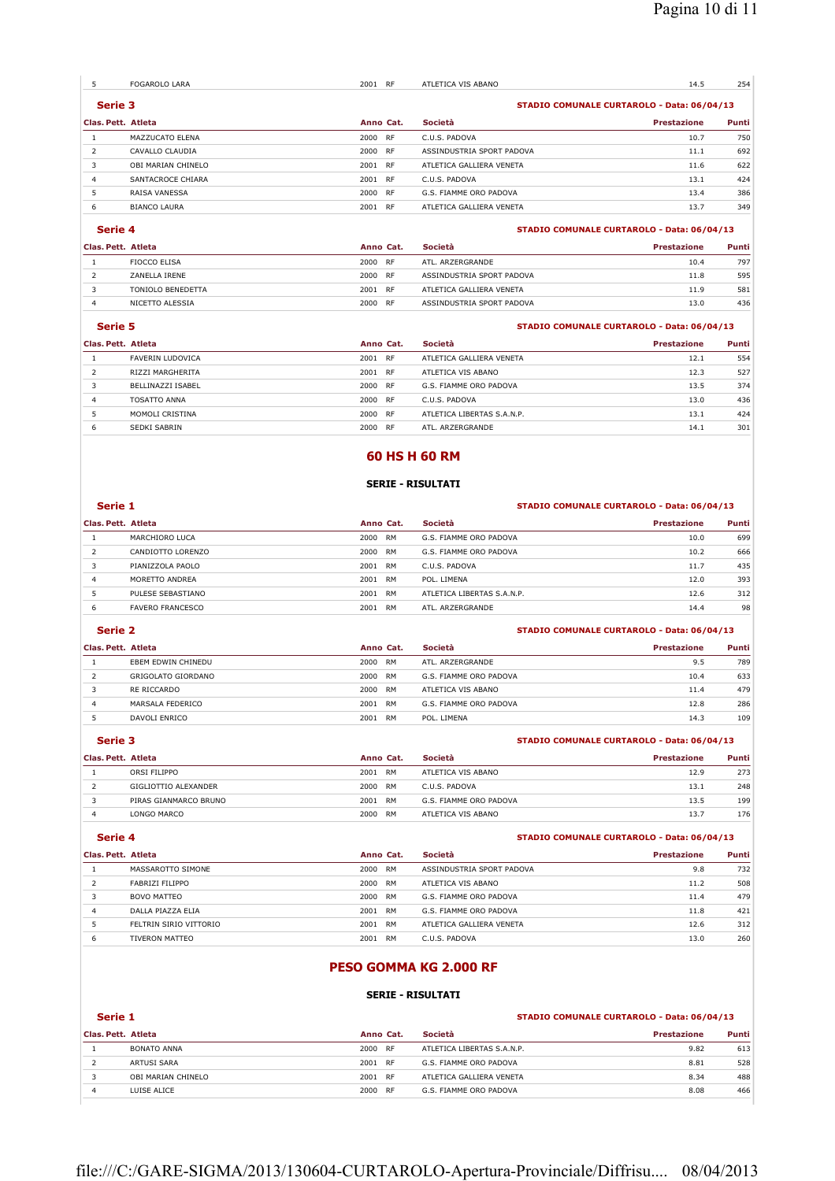| Clas. Pett. | Atleta | Anno | Cat. | Società | Prestazione | Punti |
|---|---|---|---|---|---|---|
| 5 | FOGAROLO LARA | 2001 | RF | ATLETICA VIS ABANO | 14.5 | 254 |

### Serie 3

STADIO COMUNALE CURTAROLO - Data: 06/04/13

| Clas. Pett. | Atleta | Anno | Cat. | Società | Prestazione | Punti |
|---|---|---|---|---|---|---|
| 1 | MAZZUCATO ELENA | 2000 | RF | C.U.S. PADOVA | 10.7 | 750 |
| 2 | CAVALLO CLAUDIA | 2000 | RF | ASSINDUSTRIA SPORT PADOVA | 11.1 | 692 |
| 3 | OBI MARIAN CHINELO | 2001 | RF | ATLETICA GALLIERA VENETA | 11.6 | 622 |
| 4 | SANTACROCE CHIARA | 2001 | RF | C.U.S. PADOVA | 13.1 | 424 |
| 5 | RAISA VANESSA | 2000 | RF | G.S. FIAMME ORO PADOVA | 13.4 | 386 |
| 6 | BIANCO LAURA | 2001 | RF | ATLETICA GALLIERA VENETA | 13.7 | 349 |

### Serie 4

STADIO COMUNALE CURTAROLO - Data: 06/04/13

| Clas. Pett. | Atleta | Anno | Cat. | Società | Prestazione | Punti |
|---|---|---|---|---|---|---|
| 1 | FIOCCO ELISA | 2000 | RF | ATL. ARZERGRANDE | 10.4 | 797 |
| 2 | ZANELLA IRENE | 2000 | RF | ASSINDUSTRIA SPORT PADOVA | 11.8 | 595 |
| 3 | TONIOLO BENEDETTA | 2001 | RF | ATLETICA GALLIERA VENETA | 11.9 | 581 |
| 4 | NICETTO ALESSIA | 2000 | RF | ASSINDUSTRIA SPORT PADOVA | 13.0 | 436 |

### Serie 5

STADIO COMUNALE CURTAROLO - Data: 06/04/13

| Clas. Pett. | Atleta | Anno | Cat. | Società | Prestazione | Punti |
|---|---|---|---|---|---|---|
| 1 | FAVERIN LUDOVICA | 2001 | RF | ATLETICA GALLIERA VENETA | 12.1 | 554 |
| 2 | RIZZI MARGHERITA | 2001 | RF | ATLETICA VIS ABANO | 12.3 | 527 |
| 3 | BELLINAZZI ISABEL | 2000 | RF | G.S. FIAMME ORO PADOVA | 13.5 | 374 |
| 4 | TOSATTO ANNA | 2000 | RF | C.U.S. PADOVA | 13.0 | 436 |
| 5 | MOMOLI CRISTINA | 2000 | RF | ATLETICA LIBERTAS S.A.N.P. | 13.1 | 424 |
| 6 | SEDKI SABRIN | 2000 | RF | ATL. ARZERGRANDE | 14.1 | 301 |

## 60 HS H 60 RM

**SERIE - RISULTATI**

### Serie 1

STADIO COMUNALE CURTAROLO - Data: 06/04/13

| Clas. Pett. | Atleta | Anno | Cat. | Società | Prestazione | Punti |
|---|---|---|---|---|---|---|
| 1 | MARCHIORO LUCA | 2000 | RM | G.S. FIAMME ORO PADOVA | 10.0 | 699 |
| 2 | CANDIOTTO LORENZO | 2000 | RM | G.S. FIAMME ORO PADOVA | 10.2 | 666 |
| 3 | PIANIZZOLA PAOLO | 2001 | RM | C.U.S. PADOVA | 11.7 | 435 |
| 4 | MORETTO ANDREA | 2001 | RM | POL. LIMENA | 12.0 | 393 |
| 5 | PULESE SEBASTIANO | 2001 | RM | ATLETICA LIBERTAS S.A.N.P. | 12.6 | 312 |
| 6 | FAVERO FRANCESCO | 2001 | RM | ATL. ARZERGRANDE | 14.4 | 98 |

### Serie 2

STADIO COMUNALE CURTAROLO - Data: 06/04/13

| Clas. Pett. | Atleta | Anno | Cat. | Società | Prestazione | Punti |
|---|---|---|---|---|---|---|
| 1 | EBEM EDWIN CHINEDU | 2000 | RM | ATL. ARZERGRANDE | 9.5 | 789 |
| 2 | GRIGOLATO GIORDANO | 2000 | RM | G.S. FIAMME ORO PADOVA | 10.4 | 633 |
| 3 | RE RICCARDO | 2000 | RM | ATLETICA VIS ABANO | 11.4 | 479 |
| 4 | MARSALA FEDERICO | 2001 | RM | G.S. FIAMME ORO PADOVA | 12.8 | 286 |
| 5 | DAVOLI ENRICO | 2001 | RM | POL. LIMENA | 14.3 | 109 |

### Serie 3

STADIO COMUNALE CURTAROLO - Data: 06/04/13

| Clas. Pett. | Atleta | Anno | Cat. | Società | Prestazione | Punti |
|---|---|---|---|---|---|---|
| 1 | ORSI FILIPPO | 2001 | RM | ATLETICA VIS ABANO | 12.9 | 273 |
| 2 | GIGLIOTTIO ALEXANDER | 2000 | RM | C.U.S. PADOVA | 13.1 | 248 |
| 3 | PIRAS GIANMARCO BRUNO | 2001 | RM | G.S. FIAMME ORO PADOVA | 13.5 | 199 |
| 4 | LONGO MARCO | 2000 | RM | ATLETICA VIS ABANO | 13.7 | 176 |

### Serie 4

STADIO COMUNALE CURTAROLO - Data: 06/04/13

| Clas. Pett. | Atleta | Anno | Cat. | Società | Prestazione | Punti |
|---|---|---|---|---|---|---|
| 1 | MASSAROTTO SIMONE | 2000 | RM | ASSINDUSTRIA SPORT PADOVA | 9.8 | 732 |
| 2 | FABRIZI FILIPPO | 2000 | RM | ATLETICA VIS ABANO | 11.2 | 508 |
| 3 | BOVO MATTEO | 2000 | RM | G.S. FIAMME ORO PADOVA | 11.4 | 479 |
| 4 | DALLA PIAZZA ELIA | 2001 | RM | G.S. FIAMME ORO PADOVA | 11.8 | 421 |
| 5 | FELTRIN SIRIO VITTORIO | 2001 | RM | ATLETICA GALLIERA VENETA | 12.6 | 312 |
| 6 | TIVERON MATTEO | 2001 | RM | C.U.S. PADOVA | 13.0 | 260 |

## PESO GOMMA KG 2.000 RF

**SERIE - RISULTATI**

### Serie 1

STADIO COMUNALE CURTAROLO - Data: 06/04/13

| Clas. Pett. | Atleta | Anno | Cat. | Società | Prestazione | Punti |
|---|---|---|---|---|---|---|
| 1 | BONATO ANNA | 2000 | RF | ATLETICA LIBERTAS S.A.N.P. | 9.82 | 613 |
| 2 | ARTUSI SARA | 2001 | RF | G.S. FIAMME ORO PADOVA | 8.81 | 528 |
| 3 | OBI MARIAN CHINELO | 2001 | RF | ATLETICA GALLIERA VENETA | 8.34 | 488 |
| 4 | LUISE ALICE | 2000 | RF | G.S. FIAMME ORO PADOVA | 8.08 | 466 |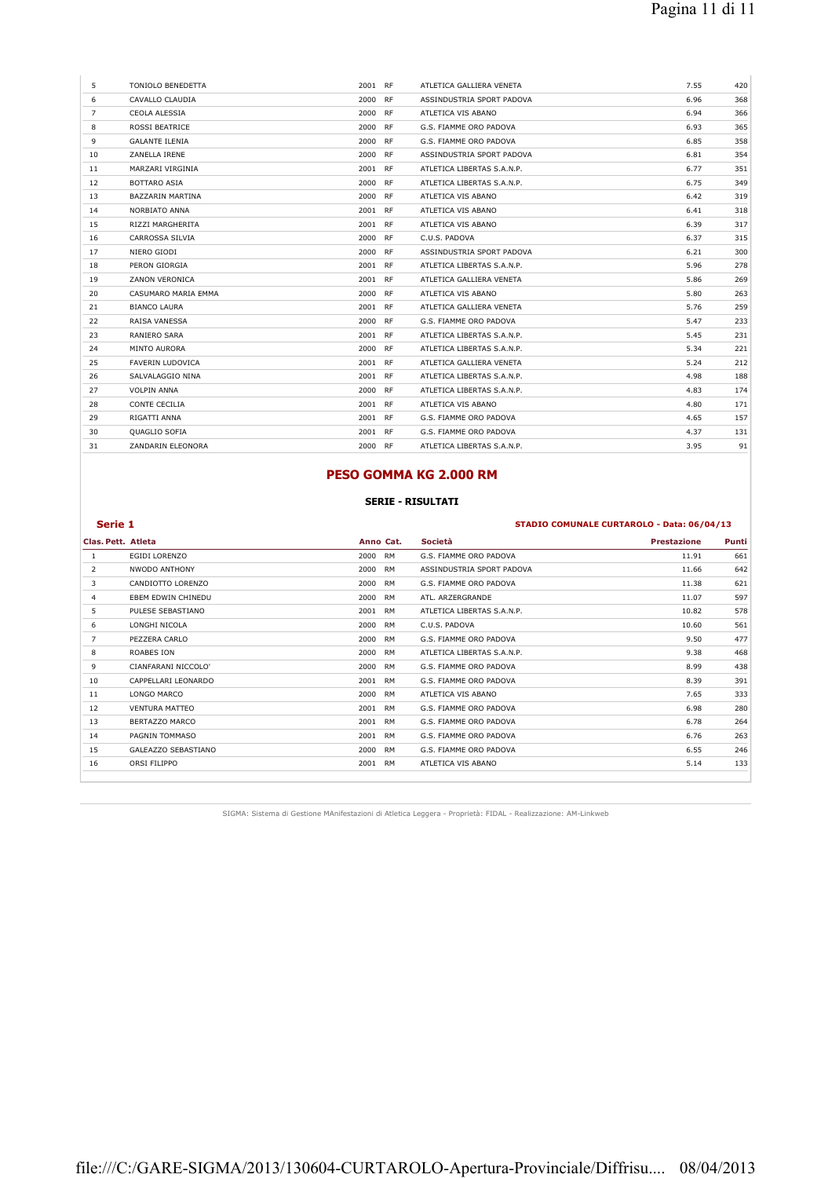| | | | | | | |
|---|---|---|---|---|---|---|
| 5 | TONIOLO BENEDETTA | 2001 | RF | ATLETICA GALLIERA VENETA | 7.55 | 420 |
| 6 | CAVALLO CLAUDIA | 2000 | RF | ASSINDUSTRIA SPORT PADOVA | 6.96 | 368 |
| 7 | CEOLA ALESSIA | 2000 | RF | ATLETICA VIS ABANO | 6.94 | 366 |
| 8 | ROSSI BEATRICE | 2000 | RF | G.S. FIAMME ORO PADOVA | 6.93 | 365 |
| 9 | GALANTE ILENIA | 2000 | RF | G.S. FIAMME ORO PADOVA | 6.85 | 358 |
| 10 | ZANELLA IRENE | 2000 | RF | ASSINDUSTRIA SPORT PADOVA | 6.81 | 354 |
| 11 | MARZARI VIRGINIA | 2001 | RF | ATLETICA LIBERTAS S.A.N.P. | 6.77 | 351 |
| 12 | BOTTARO ASIA | 2000 | RF | ATLETICA LIBERTAS S.A.N.P. | 6.75 | 349 |
| 13 | BAZZARIN MARTINA | 2000 | RF | ATLETICA VIS ABANO | 6.42 | 319 |
| 14 | NORBIATO ANNA | 2001 | RF | ATLETICA VIS ABANO | 6.41 | 318 |
| 15 | RIZZI MARGHERITA | 2001 | RF | ATLETICA VIS ABANO | 6.39 | 317 |
| 16 | CARROSSA SILVIA | 2000 | RF | C.U.S. PADOVA | 6.37 | 315 |
| 17 | NIERO GIODI | 2000 | RF | ASSINDUSTRIA SPORT PADOVA | 6.21 | 300 |
| 18 | PERON GIORGIA | 2001 | RF | ATLETICA LIBERTAS S.A.N.P. | 5.96 | 278 |
| 19 | ZANON VERONICA | 2001 | RF | ATLETICA GALLIERA VENETA | 5.86 | 269 |
| 20 | CASUMARO MARIA EMMA | 2000 | RF | ATLETICA VIS ABANO | 5.80 | 263 |
| 21 | BIANCO LAURA | 2001 | RF | ATLETICA GALLIERA VENETA | 5.76 | 259 |
| 22 | RAISA VANESSA | 2000 | RF | G.S. FIAMME ORO PADOVA | 5.47 | 233 |
| 23 | RANIERO SARA | 2001 | RF | ATLETICA LIBERTAS S.A.N.P. | 5.45 | 231 |
| 24 | MINTO AURORA | 2000 | RF | ATLETICA LIBERTAS S.A.N.P. | 5.34 | 221 |
| 25 | FAVERIN LUDOVICA | 2001 | RF | ATLETICA GALLIERA VENETA | 5.24 | 212 |
| 26 | SALVALAGGIO NINA | 2001 | RF | ATLETICA LIBERTAS S.A.N.P. | 4.98 | 188 |
| 27 | VOLPIN ANNA | 2000 | RF | ATLETICA LIBERTAS S.A.N.P. | 4.83 | 174 |
| 28 | CONTE CECILIA | 2001 | RF | ATLETICA VIS ABANO | 4.80 | 171 |
| 29 | RIGATTI ANNA | 2001 | RF | G.S. FIAMME ORO PADOVA | 4.65 | 157 |
| 30 | QUAGLIO SOFIA | 2001 | RF | G.S. FIAMME ORO PADOVA | 4.37 | 131 |
| 31 | ZANDARIN ELEONORA | 2000 | RF | ATLETICA LIBERTAS S.A.N.P. | 3.95 | 91 |

## PESO GOMMA KG 2.000 RM

### SERIE - RISULTATI

**Serie 1** — **STADIO COMUNALE CURTAROLO - Data: 06/04/13**

| Clas. Pett. | Atleta | Anno | Cat. | Società | Prestazione | Punti |
|---|---|---|---|---|---|---|
| 1 | EGIDI LORENZO | 2000 | RM | G.S. FIAMME ORO PADOVA | 11.91 | 661 |
| 2 | NWODO ANTHONY | 2000 | RM | ASSINDUSTRIA SPORT PADOVA | 11.66 | 642 |
| 3 | CANDIOTTO LORENZO | 2000 | RM | G.S. FIAMME ORO PADOVA | 11.38 | 621 |
| 4 | EBEM EDWIN CHINEDU | 2000 | RM | ATL. ARZERGRANDE | 11.07 | 597 |
| 5 | PULESE SEBASTIANO | 2001 | RM | ATLETICA LIBERTAS S.A.N.P. | 10.82 | 578 |
| 6 | LONGHI NICOLA | 2000 | RM | C.U.S. PADOVA | 10.60 | 561 |
| 7 | PEZZERA CARLO | 2000 | RM | G.S. FIAMME ORO PADOVA | 9.50 | 477 |
| 8 | ROABES ION | 2000 | RM | ATLETICA LIBERTAS S.A.N.P. | 9.38 | 468 |
| 9 | CIANFARANI NICCOLO' | 2000 | RM | G.S. FIAMME ORO PADOVA | 8.99 | 438 |
| 10 | CAPPELLARI LEONARDO | 2001 | RM | G.S. FIAMME ORO PADOVA | 8.39 | 391 |
| 11 | LONGO MARCO | 2000 | RM | ATLETICA VIS ABANO | 7.65 | 333 |
| 12 | VENTURA MATTEO | 2001 | RM | G.S. FIAMME ORO PADOVA | 6.98 | 280 |
| 13 | BERTAZZO MARCO | 2001 | RM | G.S. FIAMME ORO PADOVA | 6.78 | 264 |
| 14 | PAGNIN TOMMASO | 2001 | RM | G.S. FIAMME ORO PADOVA | 6.76 | 263 |
| 15 | GALEAZZO SEBASTIANO | 2000 | RM | G.S. FIAMME ORO PADOVA | 6.55 | 246 |
| 16 | ORSI FILIPPO | 2001 | RM | ATLETICA VIS ABANO | 5.14 | 133 |

SIGMA: Sistema di Gestione MAnifestazioni di Atletica Leggera - Proprietà: FIDAL - Realizzazione: AM-Linkweb